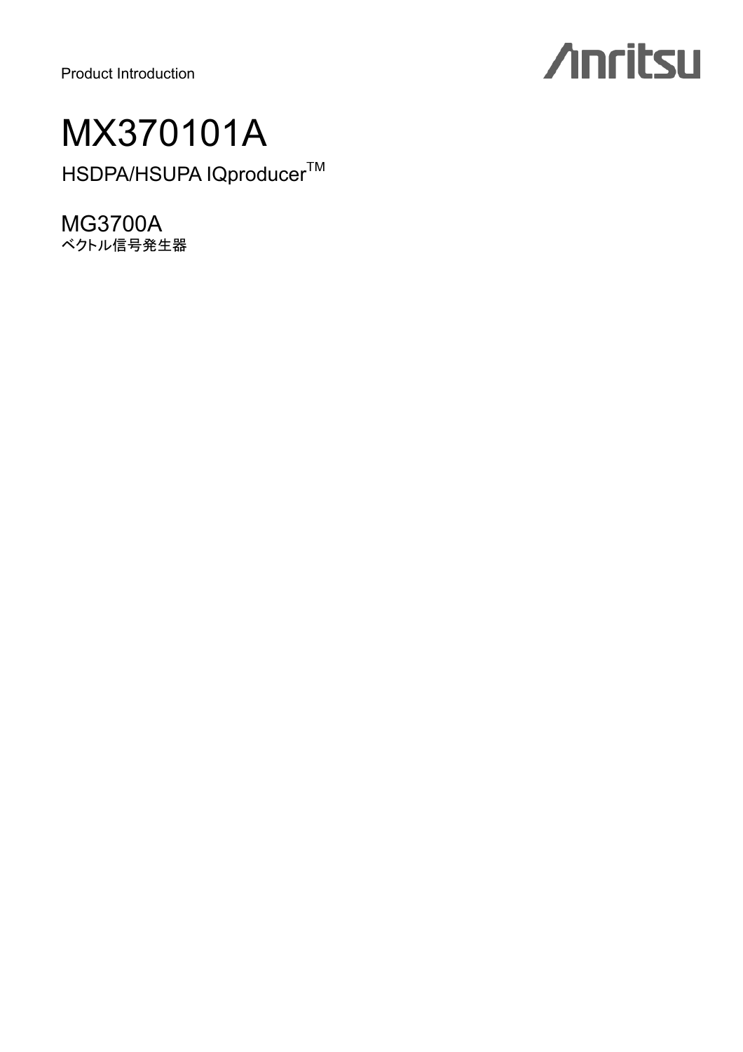Product Introduction

Anritsu

# MX370101A

## HSDPA/HSUPA IQproducer™

## MG3700A

ベクトル信号発生器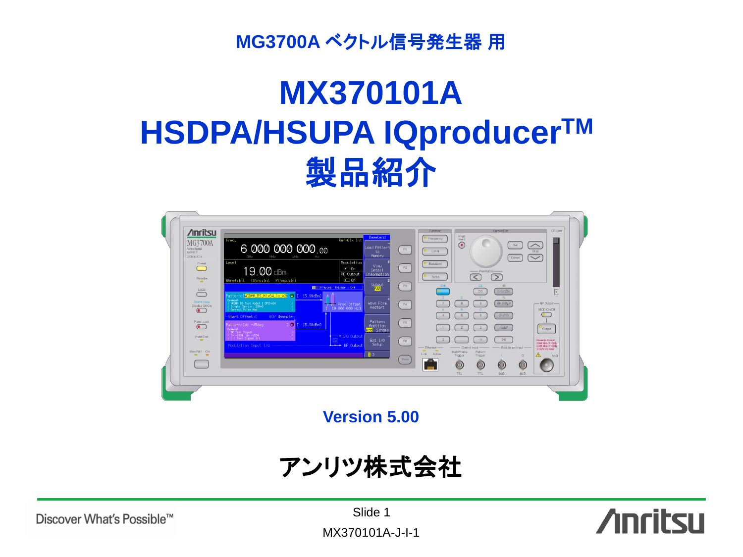MG3700A ベクトル信号発生器 用

# MX370101A
# HSDPA/HSUPA IQproducer™
# 製品紹介

Version 5.00

アンリツ株式会社

MX370101A-J-I-1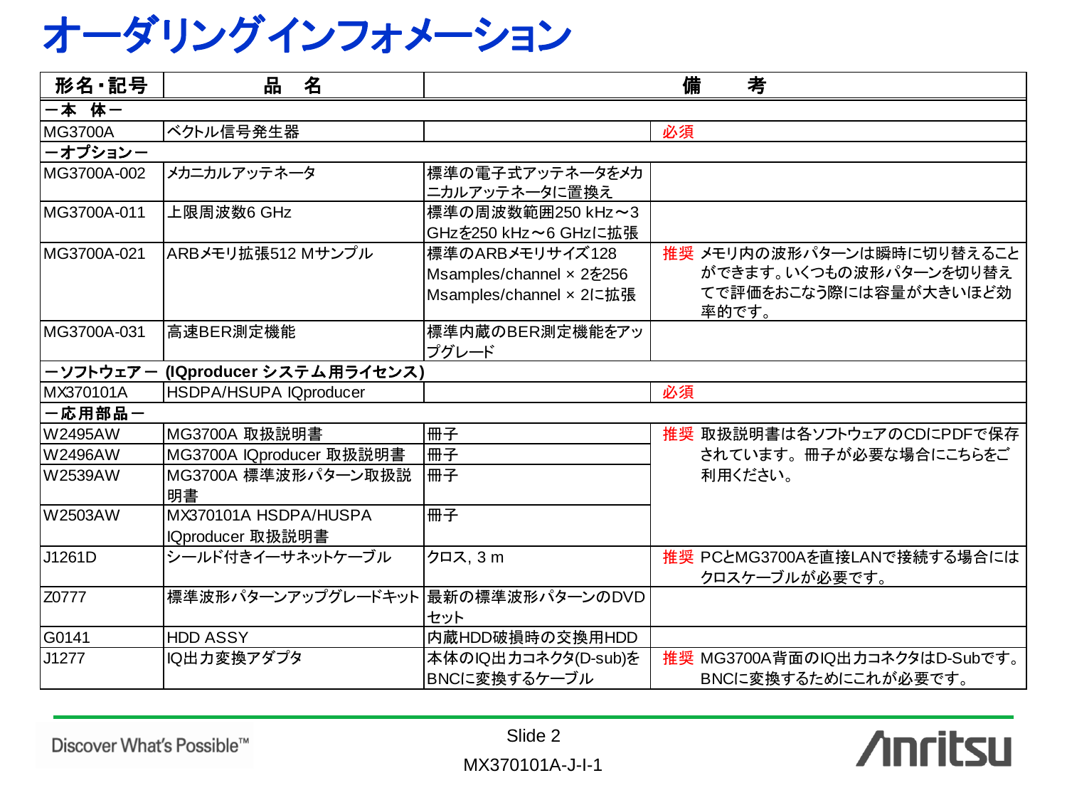# オーダリングインフォメーション

| 形名・記号 | 品　名 | 備　　考 | |
|---|---|---|---|
| ー本　体ー | | | |
| MG3700A | ベクトル信号発生器 | | 必須 |
| ーオプションー | | | |
| MG3700A-002 | メカニカルアッテネータ | 標準の電子式アッテネータをメカニカルアッテネータに置換え | |
| MG3700A-011 | 上限周波数6 GHz | 標準の周波数範囲250 kHz～3 GHzを250 kHz～6 GHzに拡張 | |
| MG3700A-021 | ARBメモリ拡張512 Mサンプル | 標準のARBメモリサイズ128 Msamples/channel × 2を256 Msamples/channel × 2に拡張 | 推奨 メモリ内の波形パターンは瞬時に切り替えることができます。いくつもの波形パターンを切り替えてで評価をおこなう際には容量が大きいほど効率的です。 |
| MG3700A-031 | 高速BER測定機能 | 標準内蔵のBER測定機能をアップグレード | |
| ーソフトウェアー (IQproducer システム用ライセンス) | | | |
| MX370101A | HSDPA/HSUPA IQproducer | | 必須 |
| ー応用部品ー | | | |
| W2495AW | MG3700A 取扱説明書 | 冊子 | 推奨 取扱説明書は各ソフトウェアのCDにPDFで保存されています。冊子が必要な場合にこちらをご利用ください。 |
| W2496AW | MG3700A IQproducer 取扱説明書 | 冊子 | |
| W2539AW | MG3700A 標準波形パターン取扱説明書 | 冊子 | |
| W2503AW | MX370101A HSDPA/HUSPA IQproducer 取扱説明書 | 冊子 | |
| J1261D | シールド付きイーサネットケーブル | クロス, 3 m | 推奨 PCとMG3700Aを直接LANで接続する場合にはクロスケーブルが必要です。 |
| Z0777 | 標準波形パターンアップグレードキット | 最新の標準波形パターンのDVDセット | |
| G0141 | HDD ASSY | 内蔵HDD破損時の交換用HDD | |
| J1277 | IQ出力変換アダプタ | 本体のIQ出力コネクタ(D-sub)をBNCに変換するケーブル | 推奨 MG3700A背面のIQ出力コネクタはD-Subです。BNCに変換するためにこれが必要です。 |

Discover What's Possible™

Slide 2

MX370101A-J-I-1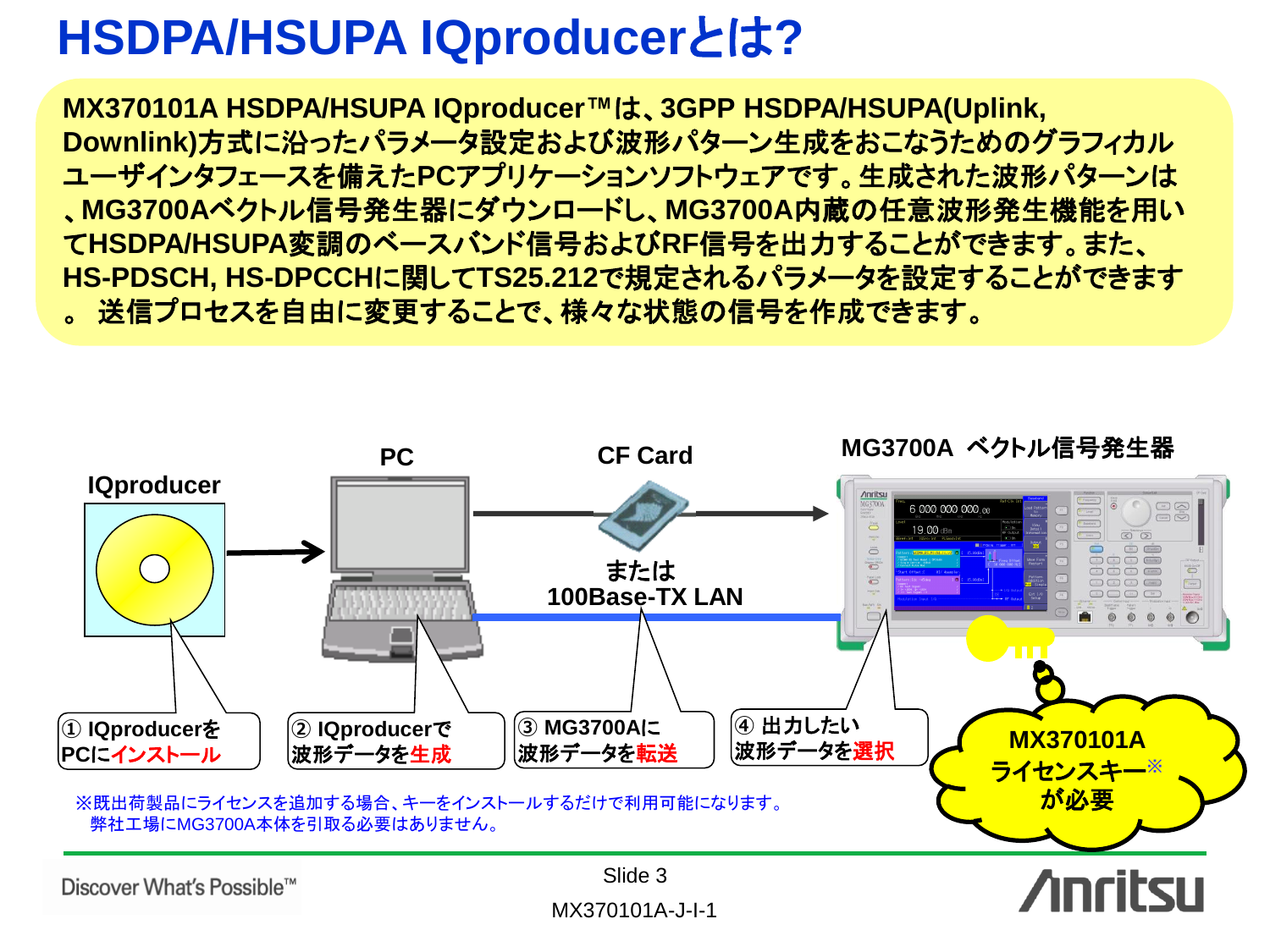# HSDPA/HSUPA IQproducerとは?

**MX370101A HSDPA/HSUPA IQproducer™は、3GPP HSDPA/HSUPA(Uplink, Downlink)方式に沿ったパラメータ設定および波形パターン生成をおこなうためのグラフィカルユーザインタフェースを備えたPCアプリケーションソフトウェアです。生成された波形パターンは、MG3700Aベクトル信号発生器にダウンロードし、MG3700A内蔵の任意波形発生機能を用いてHSDPA/HSUPA変調のベースバンド信号およびRF信号を出力することができます。また、HS-PDSCH, HS-DPCCHに関してTS25.212で規定されるパラメータを設定することができます。 送信プロセスを自由に変更することで、様々な状態の信号を作成できます。**

IQproducer

PC

CF Card

または
100Base-TX LAN

MG3700A ベクトル信号発生器

① IQproducerをPCに**インストール**

② IQproducerで波形データを**生成**

③ MG3700Aに波形データを**転送**

④ 出力したい波形データを**選択**

MX370101A ライセンスキー※が必要

※既出荷製品にライセンスを追加する場合、キーをインストールするだけで利用可能になります。
弊社工場にMG3700A本体を引取る必要はありません。

Slide 3

MX370101A-J-I-1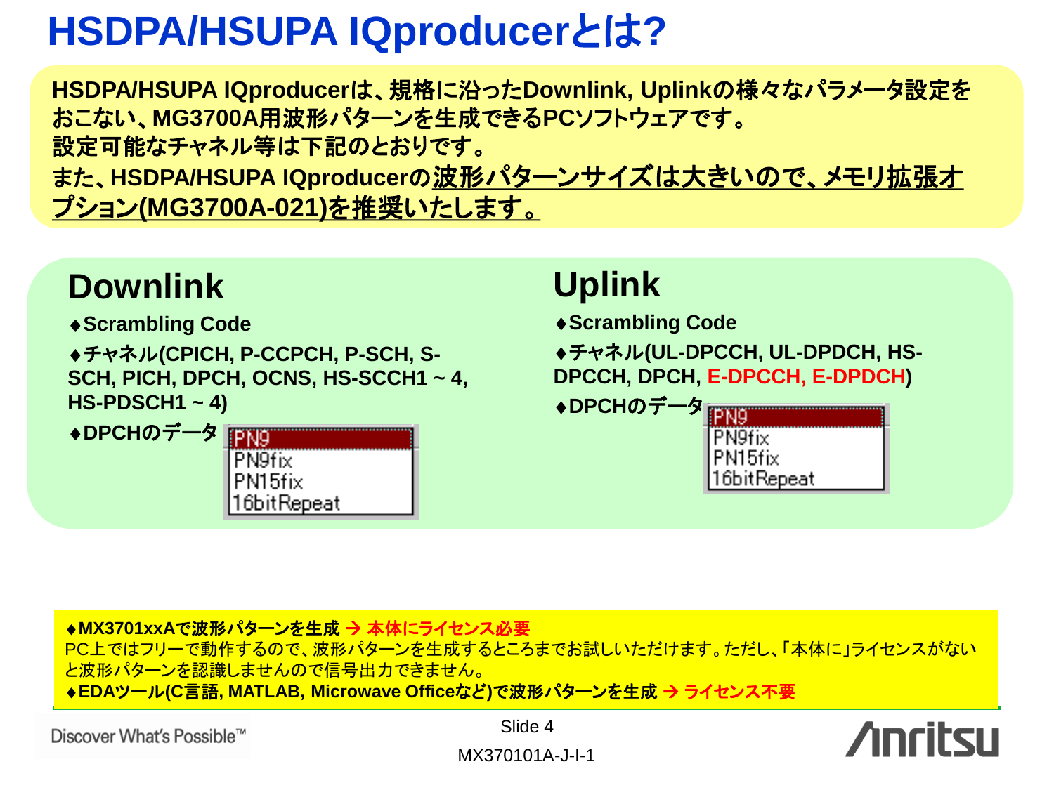# HSDPA/HSUPA IQproducerとは?

HSDPA/HSUPA IQproducerは、規格に沿ったDownlink, Uplinkの様々なパラメータ設定をおこない、MG3700A用波形パターンを生成できるPCソフトウェアです。
設定可能なチャネル等は下記のとおりです。
また、HSDPA/HSUPA IQproducerの<u>波形パターンサイズは大きいので、メモリ拡張オプション(MG3700A-021)を推奨いたします。</u>

## Downlink

- ♦Scrambling Code
- ♦チャネル(CPICH, P-CCPCH, P-SCH, S-SCH, PICH, DPCH, OCNS, HS-SCCH1 ~ 4, HS-PDSCH1 ~ 4)
- ♦DPCHのデータ
  - PN9
  - PN9fix
  - PN15fix
  - 16bitRepeat

## Uplink

- ♦Scrambling Code
- ♦チャネル(UL-DPCCH, UL-DPDCH, HS-DPCCH, DPCH, E-DPCCH, E-DPDCH)
- ♦DPCHのデータ
  - PN9
  - PN9fix
  - PN15fix
  - 16bitRepeat

**♦MX3701xxAで波形パターンを生成 → 本体にライセンス必要**
PC上ではフリーで動作するので、波形パターンを生成するところまでお試しいただけます。ただし、「本体に」ライセンスがないと波形パターンを認識しませんので信号出力できません。
**♦EDAツール(C言語, MATLAB, Microwave Officeなど)で波形パターンを生成 → ライセンス不要**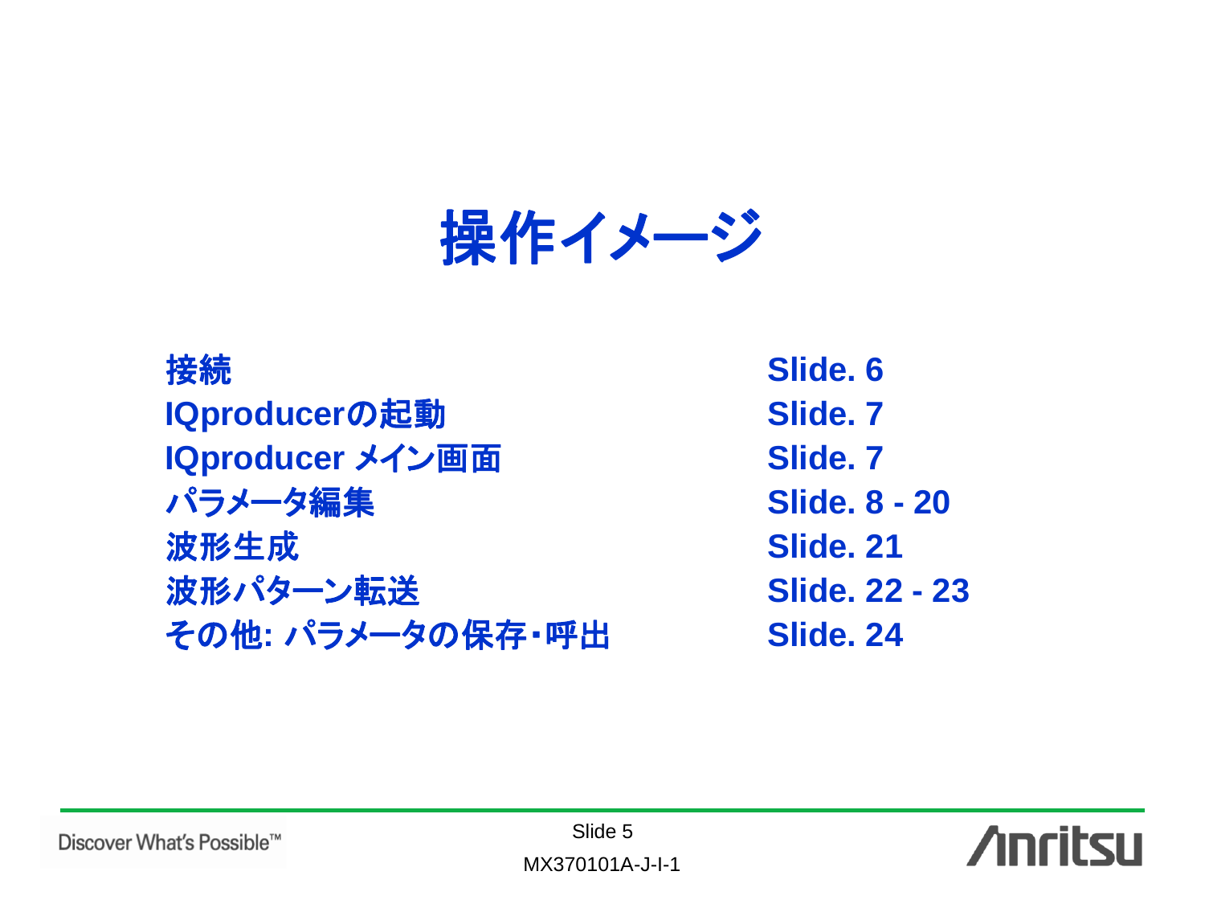# 操作イメージ

| | |
|---|---|
| 接続 | Slide. 6 |
| IQproducerの起動 | Slide. 7 |
| IQproducer メイン画面 | Slide. 7 |
| パラメータ編集 | Slide. 8 - 20 |
| 波形生成 | Slide. 21 |
| 波形パターン転送 | Slide. 22 - 23 |
| その他: パラメータの保存・呼出 | Slide. 24 |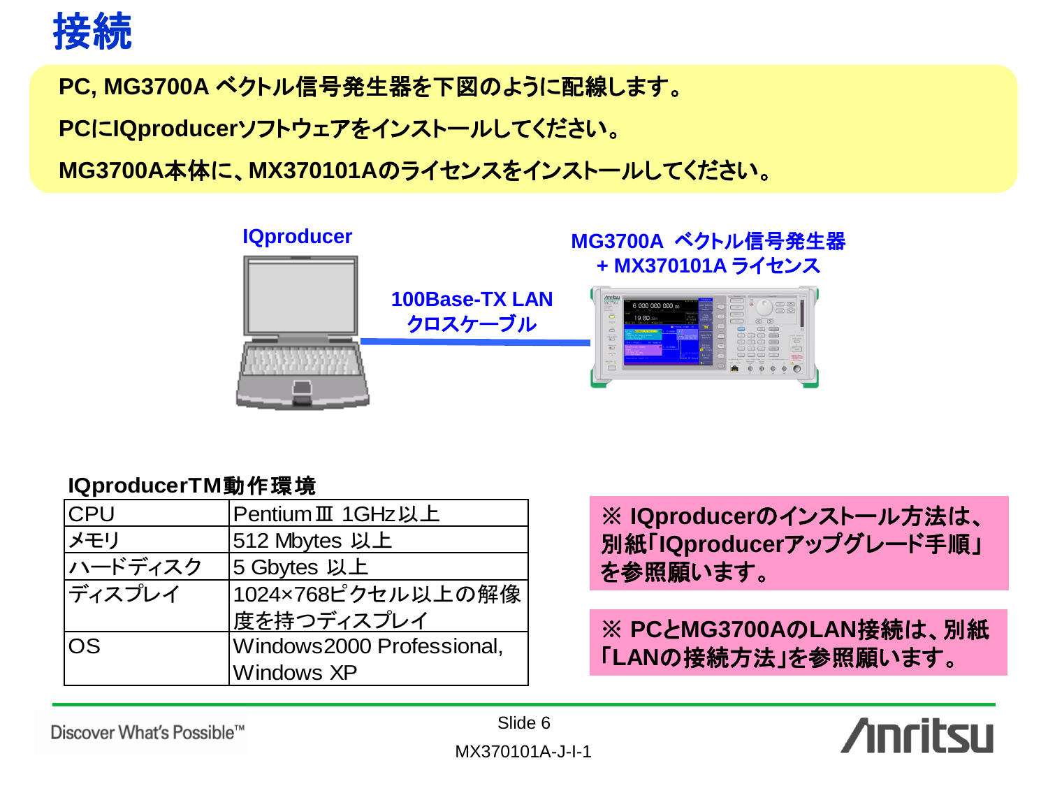# 接続

**PC, MG3700A ベクトル信号発生器を下図のように配線します。**

**PCにIQproducerソフトウェアをインストールしてください。**

**MG3700A本体に、MX370101Aのライセンスをインストールしてください。**

IQproducer

100Base-TX LAN
クロスケーブル

MG3700A ベクトル信号発生器
+ MX370101A ライセンス

**IQproducerTM動作環境**

| CPU | PentiumⅢ 1GHz以上 |
|---|---|
| メモリ | 512 Mbytes 以上 |
| ハードディスク | 5 Gbytes 以上 |
| ディスプレイ | 1024×768ピクセル以上の解像度を持つディスプレイ |
| OS | Windows2000 Professional, Windows XP |

**※ IQproducerのインストール方法は、別紙「IQproducerアップグレード手順」を参照願います。**

**※ PCとMG3700AのLAN接続は、別紙「LANの接続方法」を参照願います。**

MX370101A-J-I-1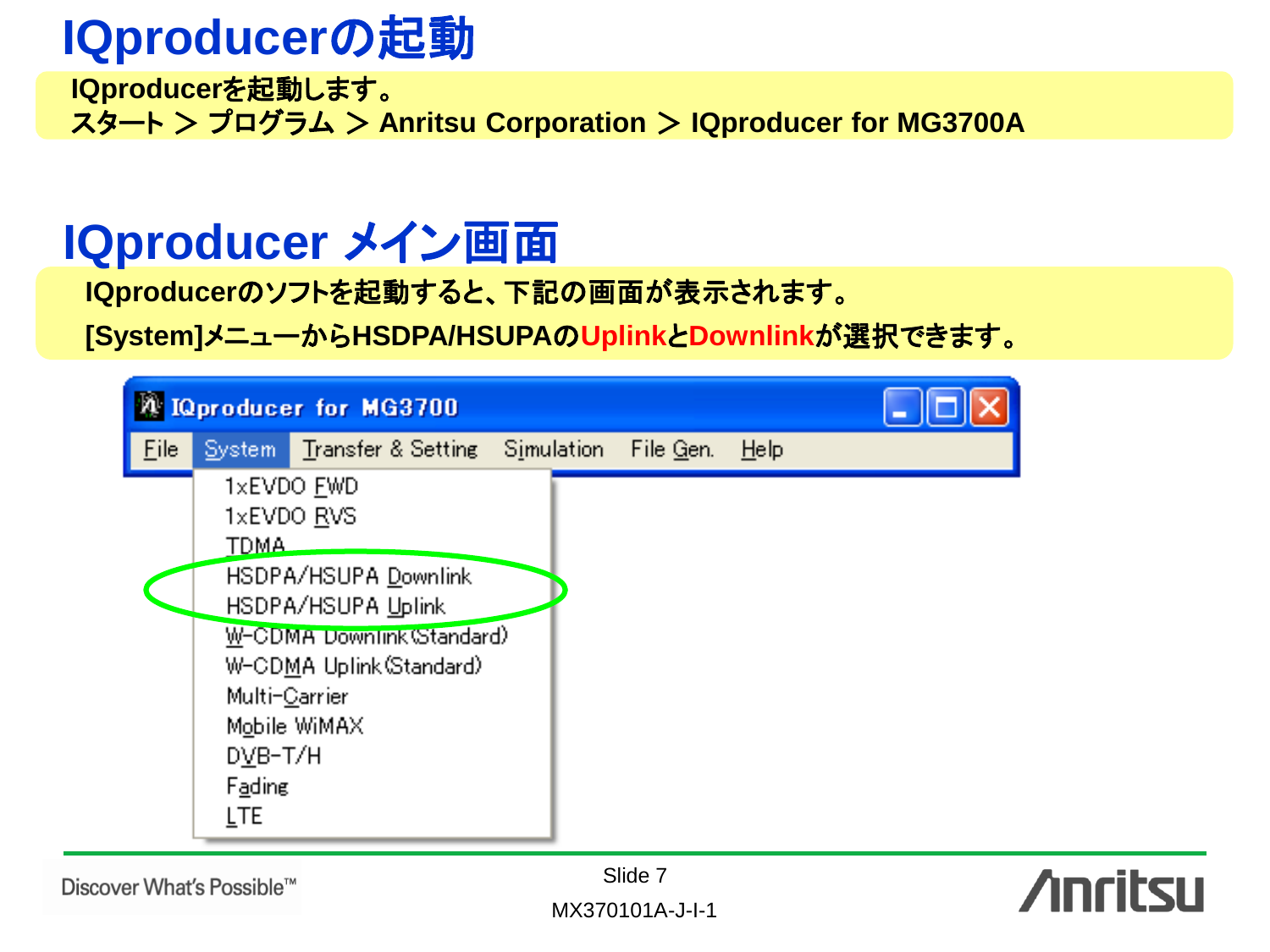# IQproducerの起動

IQproducerを起動します。
スタート ＞ プログラム ＞ Anritsu Corporation ＞ IQproducer for MG3700A

# IQproducer メイン画面

IQproducerのソフトを起動すると、下記の画面が表示されます。

[System]メニューからHSDPA/HSUPAのUplinkとDownlinkが選択できます。

IQproducer for MG3700

File | System | Transfer & Setting | Simulation | File Gen. | Help

- 1xEVDO FWD
- 1xEVDO RVS
- TDMA
- HSDPA/HSUPA Downlink
- HSDPA/HSUPA Uplink
- W-CDMA Downlink(Standard)
- W-CDMA Uplink(Standard)
- Multi-Carrier
- Mobile WiMAX
- DVB-T/H
- Fading
- LTE

Discover What's Possible™

MX370101A-J-I-1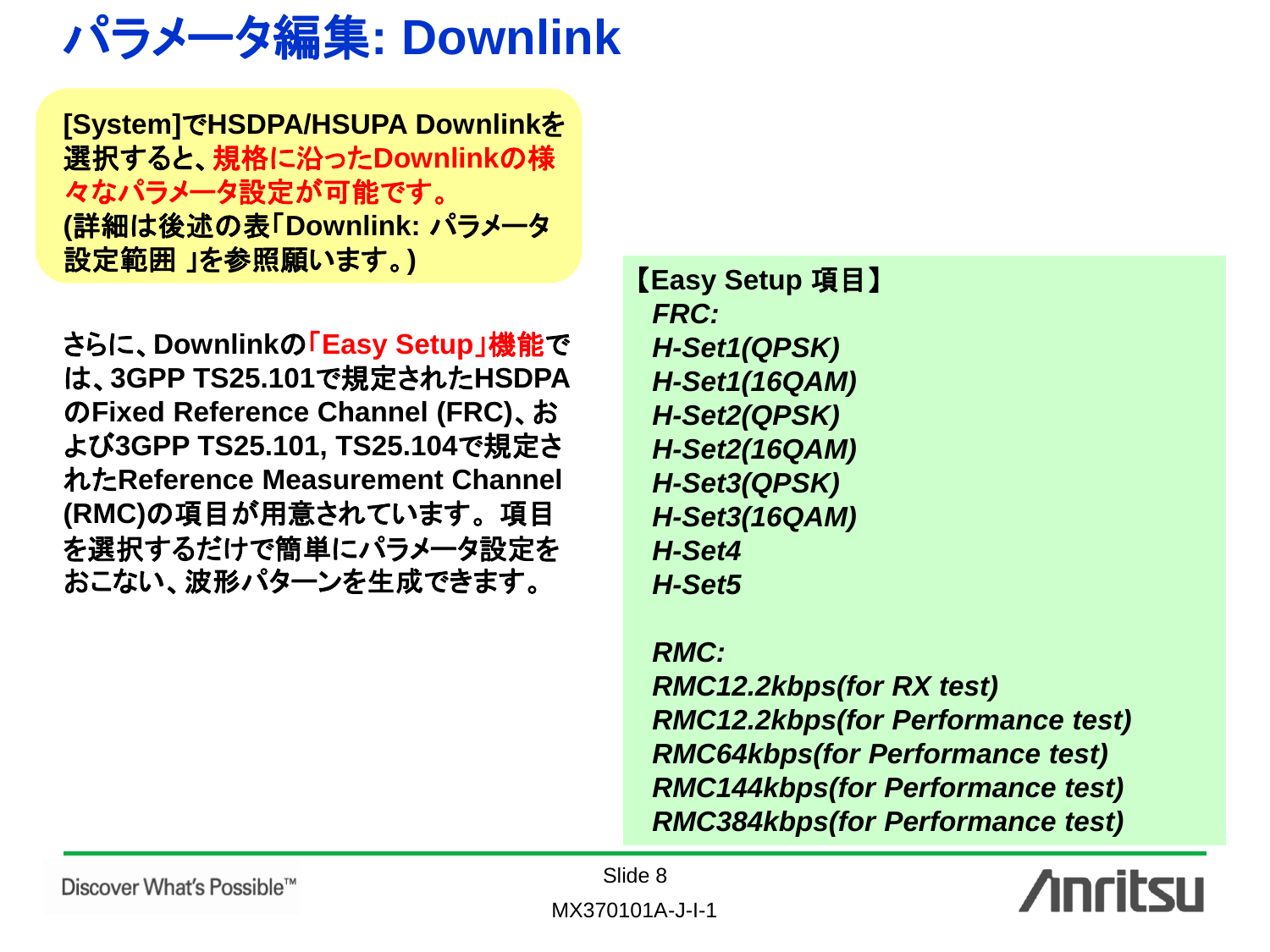# パラメータ編集: Downlink

**[System]でHSDPA/HSUPA Downlinkを選択すると、規格に沿ったDownlinkの様々なパラメータ設定が可能です。**
**(詳細は後述の表「Downlink: パラメータ設定範囲 」を参照願います。)**

**さらに、Downlinkの「Easy Setup」機能では、3GPP TS25.101で規定されたHSDPAのFixed Reference Channel (FRC)、および3GPP TS25.101, TS25.104で規定されたReference Measurement Channel (RMC)の項目が用意されています。項目を選択するだけで簡単にパラメータ設定をおこない、波形パターンを生成できます。**

**【Easy Setup 項目】**

***FRC:***
- ***H-Set1(QPSK)***
- ***H-Set1(16QAM)***
- ***H-Set2(QPSK)***
- ***H-Set2(16QAM)***
- ***H-Set3(QPSK)***
- ***H-Set3(16QAM)***
- ***H-Set4***
- ***H-Set5***

***RMC:***
- ***RMC12.2kbps(for RX test)***
- ***RMC12.2kbps(for Performance test)***
- ***RMC64kbps(for Performance test)***
- ***RMC144kbps(for Performance test)***
- ***RMC384kbps(for Performance test)***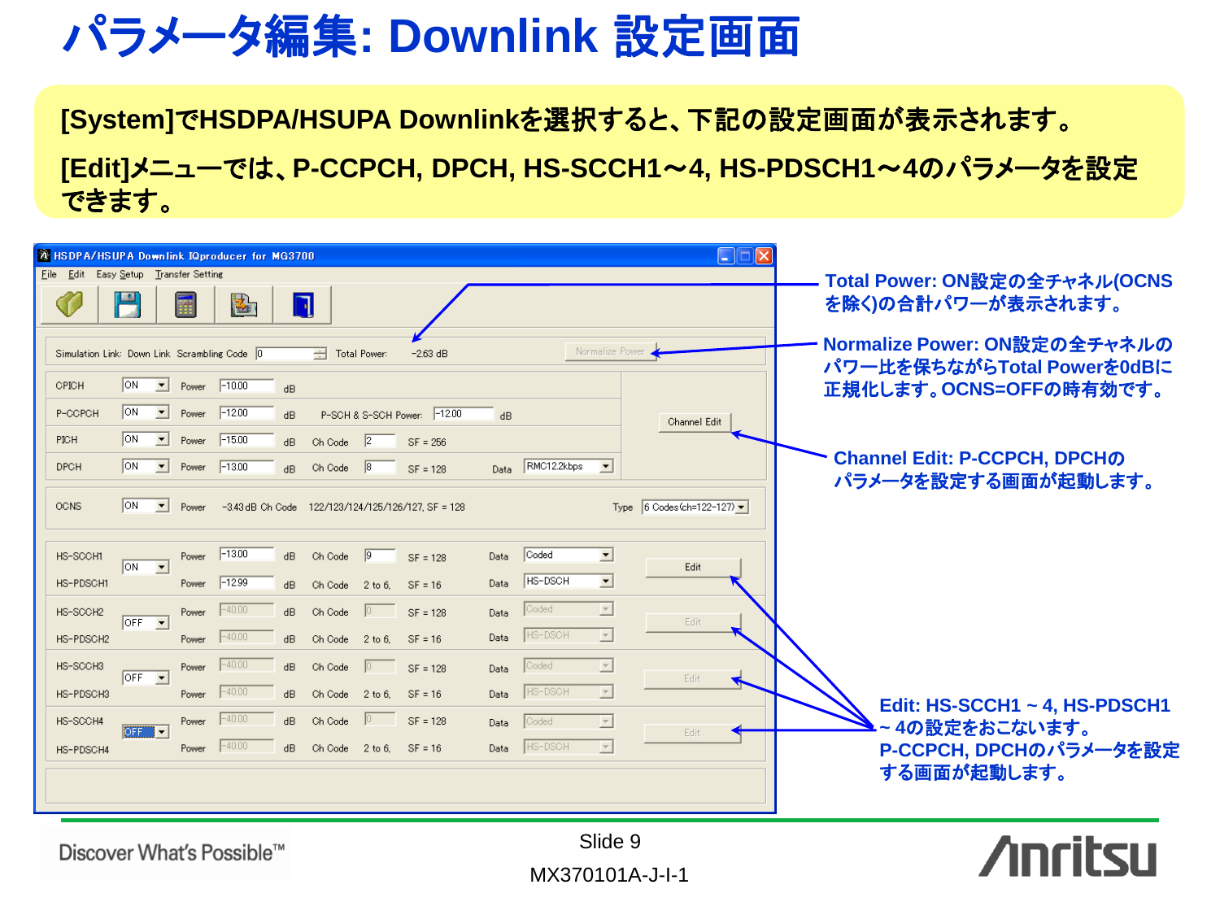# パラメータ編集: Downlink 設定画面

**[System]でHSDPA/HSUPA Downlinkを選択すると、下記の設定画面が表示されます。**

**[Edit]メニューでは、P-CCPCH, DPCH, HS-SCCH1～4, HS-PDSCH1～4のパラメータを設定できます。**

HSDPA/HSUPA Downlink IQproducer for MG3700

File Edit Easy Setup Transfer Setting

Simulation Link: Down Link Scrambling Code 0 Total Power: -2.63 dB Normalize Power

| Channel | State | Power | | Ch Code | SF | Data |
|---|---|---|---|---|---|---|
| CPICH | ON | -10.00 | dB | | | |
| P-CCPCH | ON | -12.00 | dB | P-SCH & S-SCH Power: -12.00 dB | | |
| PICH | ON | -15.00 | dB | 2 | SF = 256 | |
| DPCH | ON | -13.00 | dB | 8 | SF = 128 | RMC12.2kbps |
| OCNS | ON | -3.43 dB | | 122/123/124/125/126/127 | SF = 128 | Type: 6 Codes(ch=122-127) |
| HS-SCCH1 | ON | -13.00 | dB | 9 | SF = 128 | Coded |
| HS-PDSCH1 | | -12.99 | dB | 2 to 6, | SF = 16 | HS-DSCH |
| HS-SCCH2 | OFF | -40.00 | dB | 0 | SF = 128 | Coded |
| HS-PDSCH2 | | -40.00 | dB | 2 to 6, | SF = 16 | HS-DSCH |
| HS-SCCH3 | OFF | -40.00 | dB | 0 | SF = 128 | Coded |
| HS-PDSCH3 | | -40.00 | dB | 2 to 6, | SF = 16 | HS-DSCH |
| HS-SCCH4 | OFF | -40.00 | dB | 0 | SF = 128 | Coded |
| HS-PDSCH4 | | -40.00 | dB | 2 to 6, | SF = 16 | HS-DSCH |

Channel Edit / Edit

**Total Power: ON設定の全チャネル(OCNSを除く)の合計パワーが表示されます。**

**Normalize Power: ON設定の全チャネルのパワー比を保ちながらTotal Powerを0dBに正規化します。OCNS=OFFの時有効です。**

**Channel Edit: P-CCPCH, DPCHのパラメータを設定する画面が起動します。**

**Edit: HS-SCCH1 ~ 4, HS-PDSCH1 ~ 4の設定をおこないます。P-CCPCH, DPCHのパラメータを設定する画面が起動します。**

Discover What's Possible™

Slide 9

MX370101A-J-I-1

Anritsu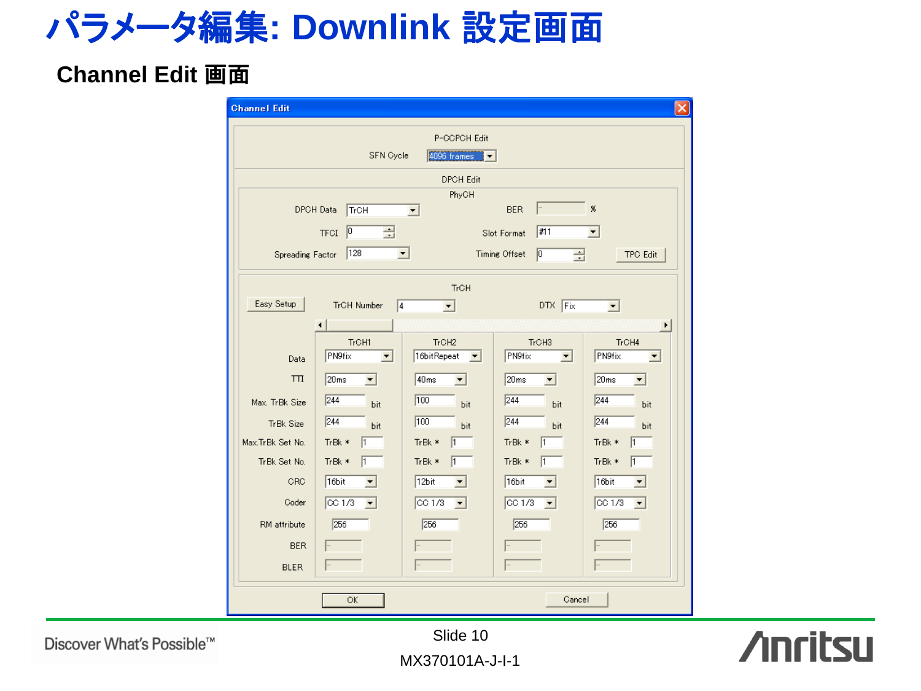# パラメータ編集: Downlink 設定画面

## Channel Edit 画面

**Channel Edit**

P-CCPCH Edit

SFN Cycle: 4096 frames

DPCH Edit

PhyCH

| | | | |
|---|---|---|---|
| DPCH Data | TrCH | BER | % |
| TFCI | 0 | Slot Format | #11 |
| Spreading Factor | 128 | Timing Offset | 0 |

TPC Edit

TrCH

Easy Setup　TrCH Number: 4　DTX: Fix

| | TrCH1 | TrCH2 | TrCH3 | TrCH4 |
|---|---|---|---|---|
| Data | PN9fix | 16bitRepeat | PN9fix | PN9fix |
| TTI | 20ms | 40ms | 20ms | 20ms |
| Max. TrBk Size | 244 bit | 100 bit | 244 bit | 244 bit |
| TrBk Size | 244 bit | 100 bit | 244 bit | 244 bit |
| Max.TrBk Set No. | TrBk * 1 | TrBk * 1 | TrBk * 1 | TrBk * 1 |
| TrBk Set No. | TrBk * 1 | TrBk * 1 | TrBk * 1 | TrBk * 1 |
| CRC | 16bit | 12bit | 16bit | 16bit |
| Coder | CC 1/3 | CC 1/3 | CC 1/3 | CC 1/3 |
| RM attribute | 256 | 256 | 256 | 256 |
| BER | | | | |
| BLER | | | | |

OK　Cancel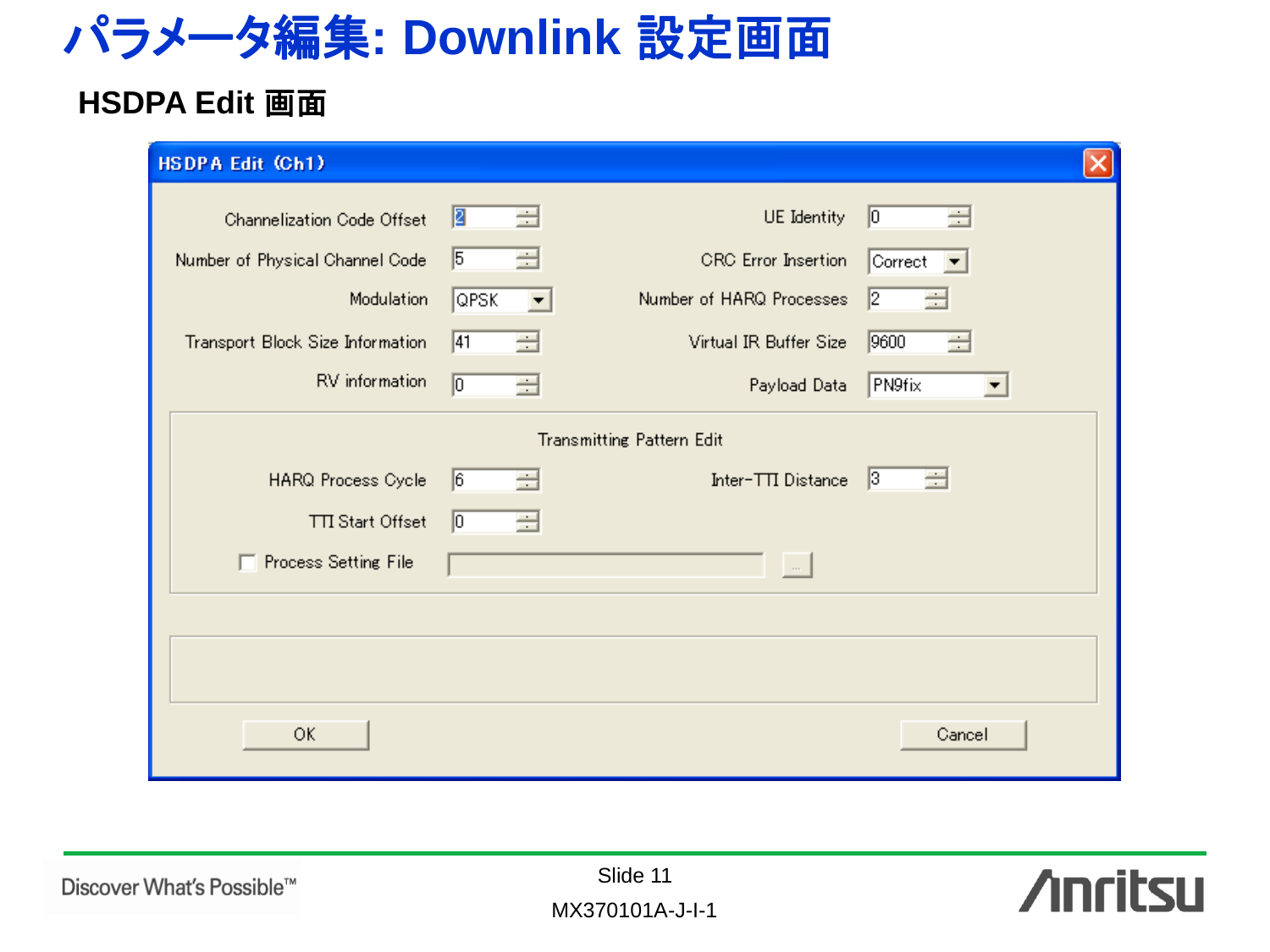# パラメータ編集: Downlink 設定画面

## HSDPA Edit 画面

**HSDPA Edit (Ch1)**

| Parameter | Value | Parameter | Value |
|---|---|---|---|
| Channelization Code Offset | 2 | UE Identity | 0 |
| Number of Physical Channel Code | 5 | CRC Error Insertion | Correct |
| Modulation | QPSK | Number of HARQ Processes | 2 |
| Transport Block Size Information | 41 | Virtual IR Buffer Size | 9600 |
| RV information | 0 | Payload Data | PN9fix |

**Transmitting Pattern Edit**

| Parameter | Value | Parameter | Value |
|---|---|---|---|
| HARQ Process Cycle | 6 | Inter-TTI Distance | 3 |
| TTI Start Offset | 0 | | |

☐ Process Setting File

OK　Cancel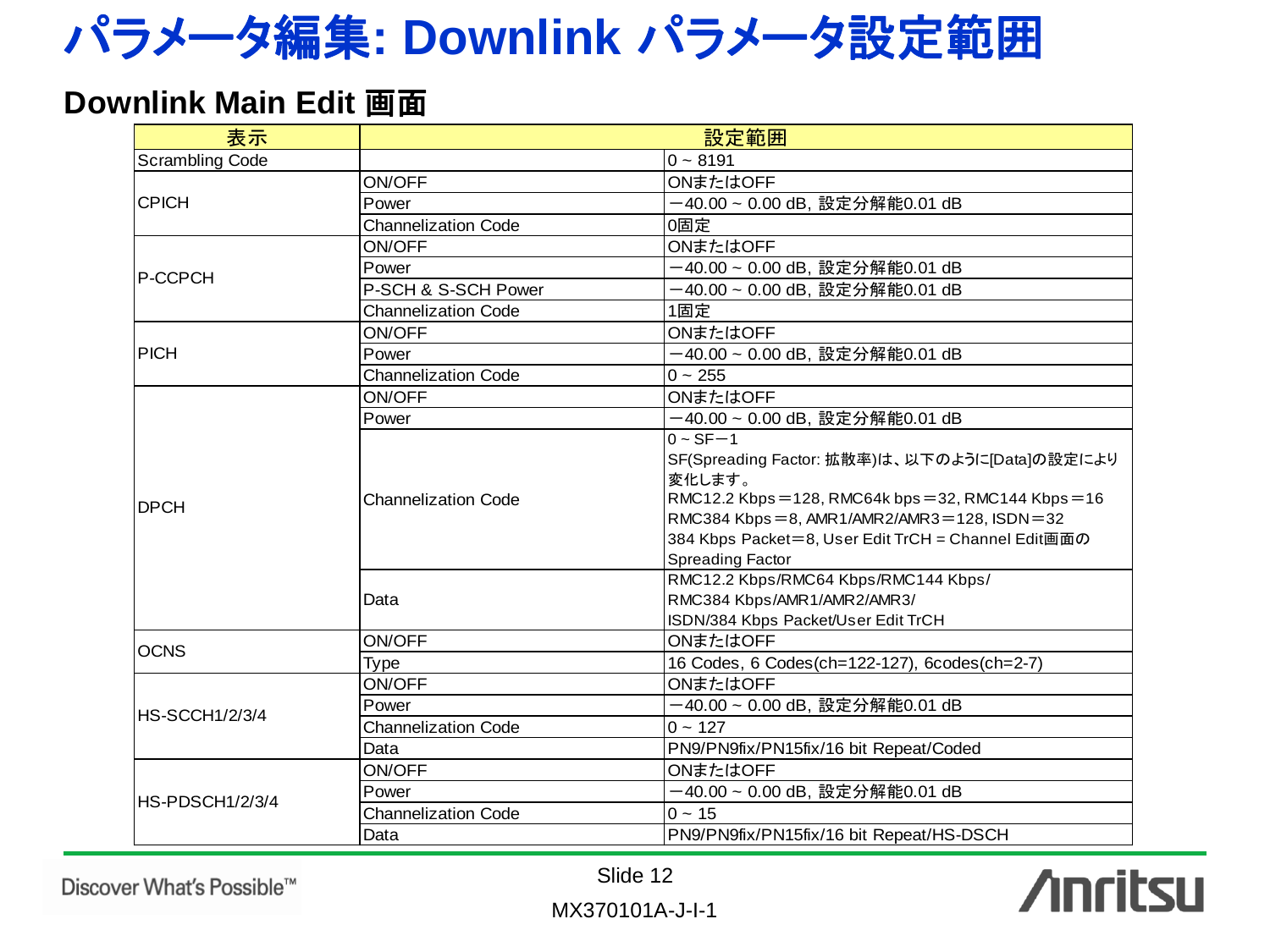# パラメータ編集: Downlink パラメータ設定範囲

## Downlink Main Edit 画面

| 表示 | | 設定範囲 |
|---|---|---|
| Scrambling Code | | 0 ~ 8191 |
| CPICH | ON/OFF | ONまたはOFF |
| | Power | −40.00 ~ 0.00 dB, 設定分解能0.01 dB |
| | Channelization Code | 0固定 |
| P-CCPCH | ON/OFF | ONまたはOFF |
| | Power | −40.00 ~ 0.00 dB, 設定分解能0.01 dB |
| | P-SCH & S-SCH Power | −40.00 ~ 0.00 dB, 設定分解能0.01 dB |
| | Channelization Code | 1固定 |
| PICH | ON/OFF | ONまたはOFF |
| | Power | −40.00 ~ 0.00 dB, 設定分解能0.01 dB |
| | Channelization Code | 0 ~ 255 |
| DPCH | ON/OFF | ONまたはOFF |
| | Power | −40.00 ~ 0.00 dB, 設定分解能0.01 dB |
| | Channelization Code | 0 ~ SF−1<br>SF(Spreading Factor: 拡散率)は、以下のように[Data]の設定により変化します。<br>RMC12.2 Kbps＝128, RMC64k bps＝32, RMC144 Kbps＝16<br>RMC384 Kbps＝8, AMR1/AMR2/AMR3＝128, ISDN＝32<br>384 Kbps Packet＝8, User Edit TrCH = Channel Edit画面のSpreading Factor |
| | Data | RMC12.2 Kbps/RMC64 Kbps/RMC144 Kbps/<br>RMC384 Kbps/AMR1/AMR2/AMR3/<br>ISDN/384 Kbps Packet/User Edit TrCH |
| OCNS | ON/OFF | ONまたはOFF |
| | Type | 16 Codes, 6 Codes(ch=122-127), 6codes(ch=2-7) |
| HS-SCCH1/2/3/4 | ON/OFF | ONまたはOFF |
| | Power | −40.00 ~ 0.00 dB, 設定分解能0.01 dB |
| | Channelization Code | 0 ~ 127 |
| | Data | PN9/PN9fix/PN15fix/16 bit Repeat/Coded |
| HS-PDSCH1/2/3/4 | ON/OFF | ONまたはOFF |
| | Power | −40.00 ~ 0.00 dB, 設定分解能0.01 dB |
| | Channelization Code | 0 ~ 15 |
| | Data | PN9/PN9fix/PN15fix/16 bit Repeat/HS-DSCH |

MX370101A-J-I-1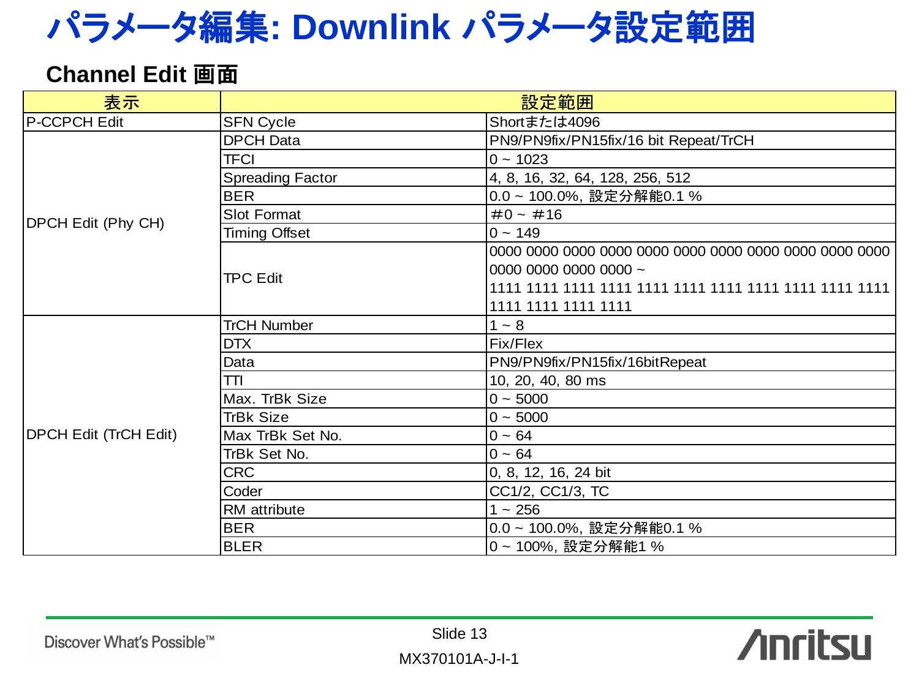# パラメータ編集: Downlink パラメータ設定範囲

## Channel Edit 画面

| 表示 | 設定範囲 | |
|---|---|---|
| P-CCPCH Edit | SFN Cycle | Shortまたは4096 |
| DPCH Edit (Phy CH) | DPCH Data | PN9/PN9fix/PN15fix/16 bit Repeat/TrCH |
| | TFCI | 0 ~ 1023 |
| | Spreading Factor | 4, 8, 16, 32, 64, 128, 256, 512 |
| | BER | 0.0 ~ 100.0%, 設定分解能0.1 % |
| | Slot Format | #0 ~ #16 |
| | Timing Offset | 0 ~ 149 |
| | TPC Edit | 0000 0000 0000 0000 0000 0000 0000 0000 0000 0000 0000 0000 0000 0000 0000 ~ 1111 1111 1111 1111 1111 1111 1111 1111 1111 1111 1111 1111 1111 1111 1111 |
| DPCH Edit (TrCH Edit) | TrCH Number | 1 ~ 8 |
| | DTX | Fix/Flex |
| | Data | PN9/PN9fix/PN15fix/16bitRepeat |
| | TTI | 10, 20, 40, 80 ms |
| | Max. TrBk Size | 0 ~ 5000 |
| | TrBk Size | 0 ~ 5000 |
| | Max TrBk Set No. | 0 ~ 64 |
| | TrBk Set No. | 0 ~ 64 |
| | CRC | 0, 8, 12, 16, 24 bit |
| | Coder | CC1/2, CC1/3, TC |
| | RM attribute | 1 ~ 256 |
| | BER | 0.0 ~ 100.0%, 設定分解能0.1 % |
| | BLER | 0 ~ 100%, 設定分解能1 % |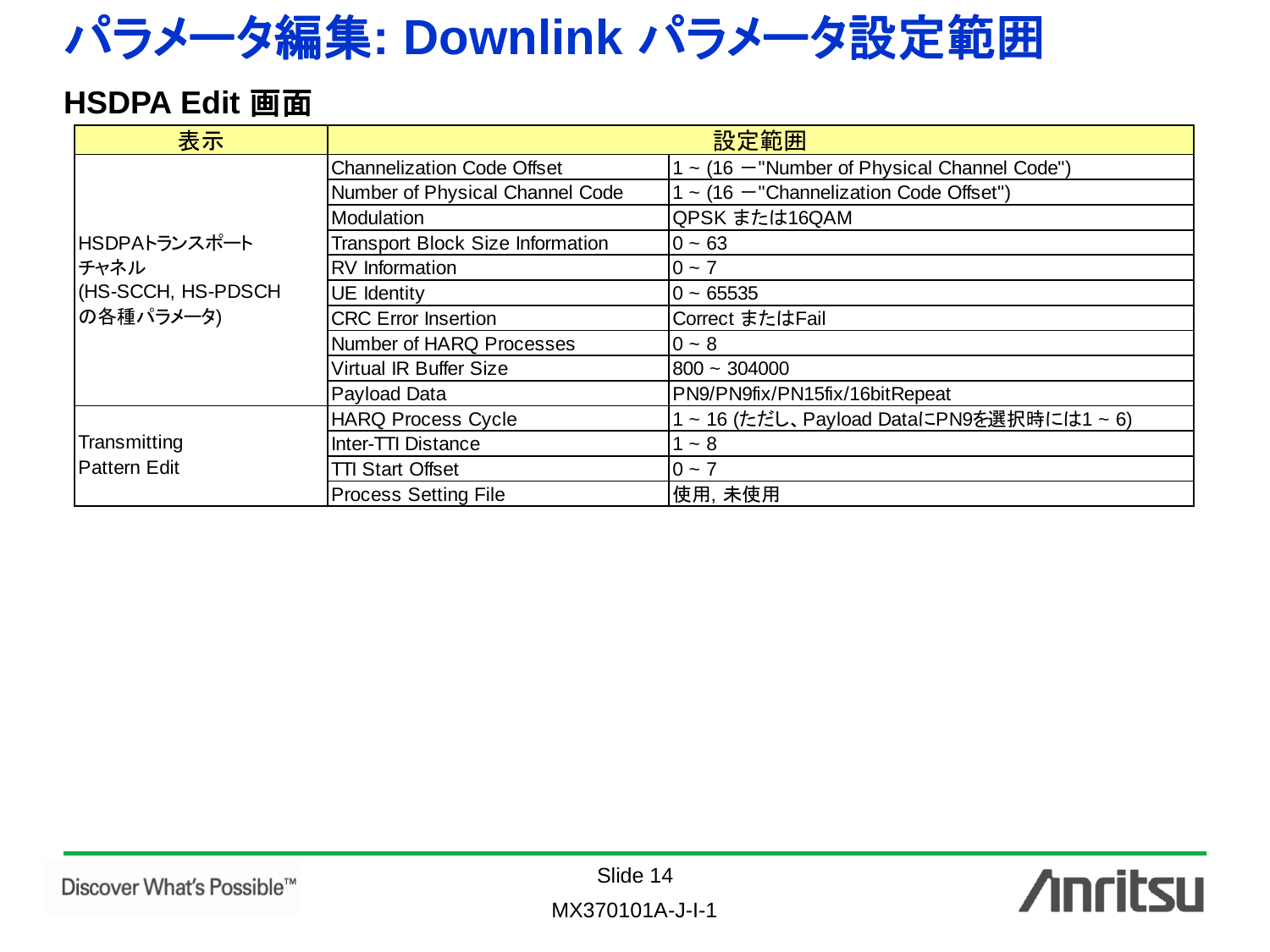# パラメータ編集: Downlink パラメータ設定範囲

## HSDPA Edit 画面

| 表示 | 設定範囲 | |
|---|---|---|
| HSDPAトランスポートチャネル (HS-SCCH, HS-PDSCHの各種パラメータ) | Channelization Code Offset | 1 ~ (16 −"Number of Physical Channel Code") |
| | Number of Physical Channel Code | 1 ~ (16 −"Channelization Code Offset") |
| | Modulation | QPSK または16QAM |
| | Transport Block Size Information | 0 ~ 63 |
| | RV Information | 0 ~ 7 |
| | UE Identity | 0 ~ 65535 |
| | CRC Error Insertion | Correct またはFail |
| | Number of HARQ Processes | 0 ~ 8 |
| | Virtual IR Buffer Size | 800 ~ 304000 |
| | Payload Data | PN9/PN9fix/PN15fix/16bitRepeat |
| Transmitting Pattern Edit | HARQ Process Cycle | 1 ~ 16 (ただし、Payload DataにPN9を選択時には1 ~ 6) |
| | Inter-TTI Distance | 1 ~ 8 |
| | TTI Start Offset | 0 ~ 7 |
| | Process Setting File | 使用, 未使用 |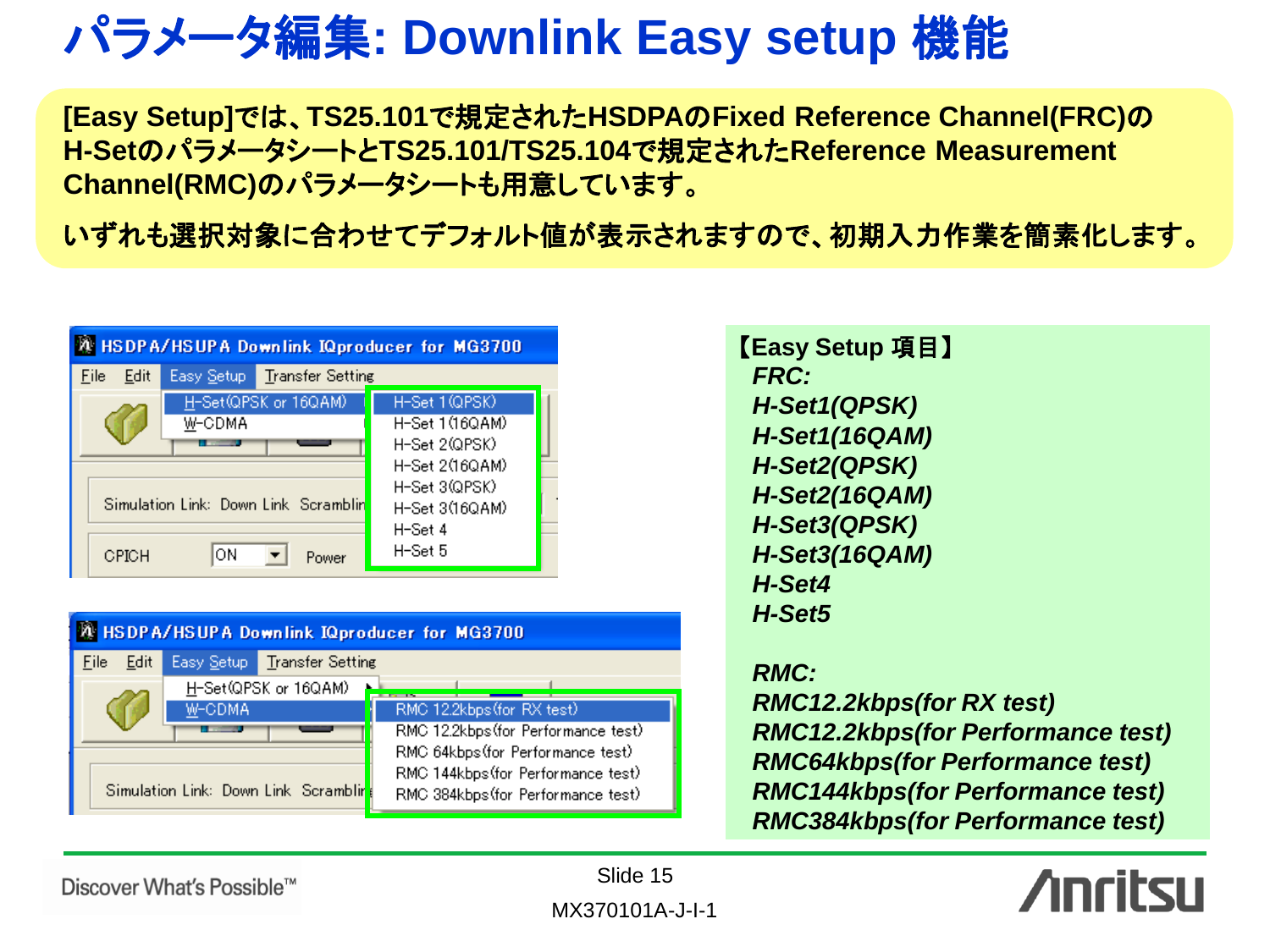# パラメータ編集: Downlink Easy setup 機能

**[Easy Setup]では、TS25.101で規定されたHSDPAのFixed Reference Channel(FRC)のH-Setのパラメータシートと TS25.101/TS25.104で規定されたReference Measurement Channel(RMC)のパラメータシートも用意しています。**

**いずれも選択対象に合わせてデフォルト値が表示されますので、初期入力作業を簡素化します。**

HSDPA/HSUPA Downlink IQproducer for MG3700

File　Edit　Easy Setup　Transfer Setting

- H-Set(QPSK or 16QAM)
  - H-Set 1(QPSK)
  - H-Set 1(16QAM)
  - H-Set 2(QPSK)
  - H-Set 2(16QAM)
  - H-Set 3(QPSK)
  - H-Set 3(16QAM)
  - H-Set 4
  - H-Set 5
- W-CDMA

Simulation Link: Down Link　Scramblin

CPICH　ON　Power

HSDPA/HSUPA Downlink IQproducer for MG3700

File　Edit　Easy Setup　Transfer Setting

- H-Set(QPSK or 16QAM)
- W-CDMA
  - RMC 12.2kbps(for RX test)
  - RMC 12.2kbps(for Performance test)
  - RMC 64kbps(for Performance test)
  - RMC 144kbps(for Performance test)
  - RMC 384kbps(for Performance test)

Simulation Link: Down Link　Scramblin

**【Easy Setup 項目】**

***FRC:***
- ***H-Set1(QPSK)***
- ***H-Set1(16QAM)***
- ***H-Set2(QPSK)***
- ***H-Set2(16QAM)***
- ***H-Set3(QPSK)***
- ***H-Set3(16QAM)***
- ***H-Set4***
- ***H-Set5***

***RMC:***
- ***RMC12.2kbps(for RX test)***
- ***RMC12.2kbps(for Performance test)***
- ***RMC64kbps(for Performance test)***
- ***RMC144kbps(for Performance test)***
- ***RMC384kbps(for Performance test)***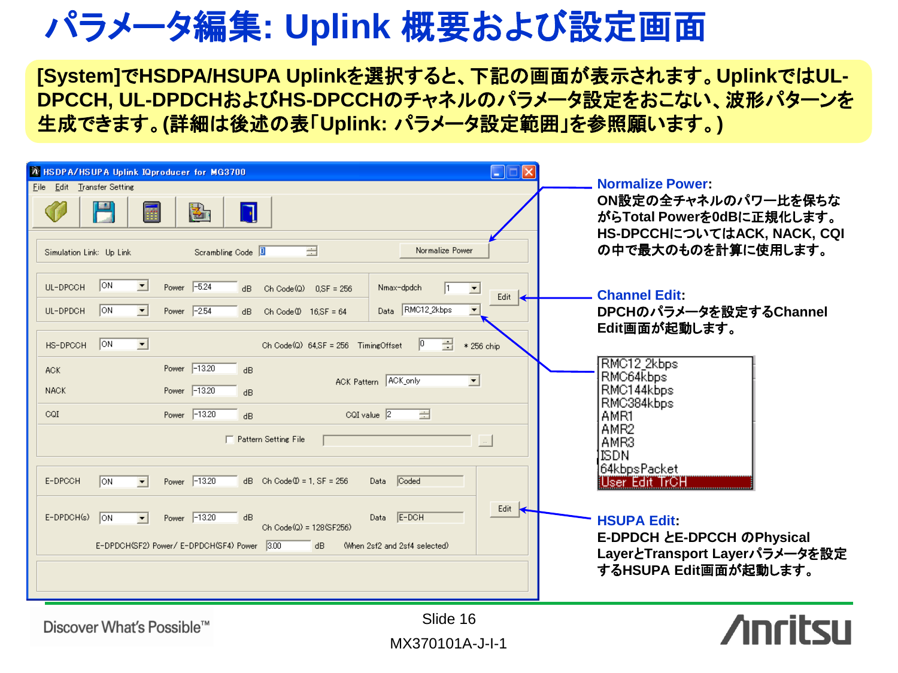# パラメータ編集: Uplink 概要および設定画面

**[System]でHSDPA/HSUPA Uplinkを選択すると、下記の画面が表示されます。UplinkではUL-DPCCH, UL-DPDCHおよびHS-DPCCHのチャネルのパラメータ設定をおこない、波形パターンを生成できます。(詳細は後述の表「Uplink: パラメータ設定範囲」を参照願います。)**

HSDPA/HSUPA Uplink IQproducer for MG3700

File Edit Transfer Setting

Simulation Link: Up Link　Scrambling Code 0　Normalize Power

| | | | | | |
|---|---|---|---|---|---|
| UL-DPCCH | ON | Power -5.24 dB | Ch Code(Q) 0,SF = 256 | Nmax-dpdch 1 | Edit |
| UL-DPDCH | ON | Power -2.54 dB | Ch Code(I) 16,SF = 64 | Data RMC12.2kbps | |

| | | | | |
|---|---|---|---|---|
| HS-DPCCH | ON | | Ch Code(Q) 64,SF = 256 | TimingOffset 0 * 256 chip |
| ACK | | Power -13.20 dB | ACK Pattern ACK_only | |
| NACK | | Power -13.20 dB | | |
| CQI | | Power -13.20 dB | CQI value 2 | |

Pattern Setting File

| | | | | | |
|---|---|---|---|---|---|
| E-DPCCH | ON | Power -13.20 dB | Ch Code(I) = 1, SF = 256 | Data Coded | |
| E-DPDCH(s) | ON | Power -13.20 dB | Ch Code(Q) = 128(SF256) | Data E-DCH | Edit |

E-DPDCH(SF2) Power/ E-DPDCH(SF4) Power 3.00 dB (When 2sf2 and 2sf4 selected)

**Normalize Power**:
ON設定の全チャネルのパワー比を保ちながらTotal Powerを0dBに正規化します。HS-DPCCHについてはACK, NACK, CQIの中で最大のものを計算に使用します。

**Channel Edit**:
DPCHのパラメータを設定するChannel Edit画面が起動します。

- RMC12.2kbps
- RMC64kbps
- RMC144kbps
- RMC384kbps
- AMR1
- AMR2
- AMR3
- ISDN
- 64kbpsPacket
- User Edit TrCH

**HSUPA Edit**:
E-DPDCH とE-DPCCH のPhysical LayerとTransport Layerパラメータを設定するHSUPA Edit画面が起動します。

Discover What's Possible™

MX370101A-J-I-1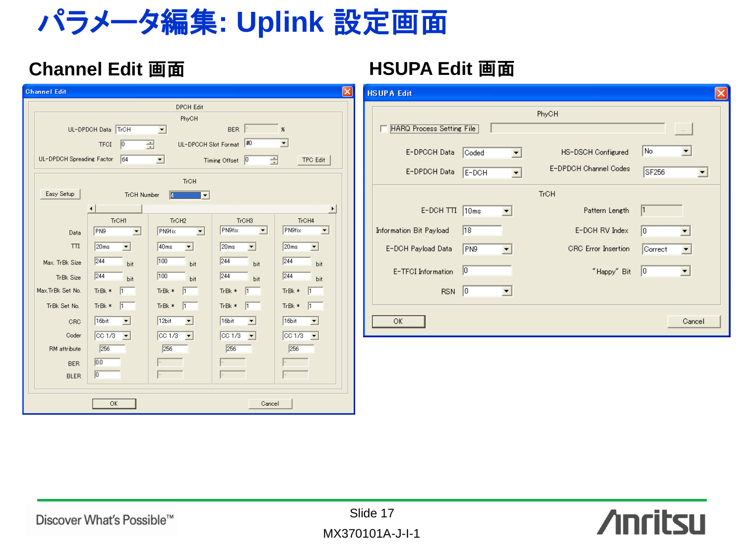# パラメータ編集: Uplink 設定画面

## Channel Edit 画面

**Channel Edit**

DPCH Edit

PhyCH

- UL-DPDCH Data: TrCH
- BER: %
- TFCI: 0
- UL-DPCCH Slot Format: #0
- UL-DPDCH Spreading Factor: 64
- Timing Offset: 0
- TPC Edit

TrCH

Easy Setup — TrCH Number: 4

| | TrCH1 | TrCH2 | TrCH3 | TrCH4 |
|---|---|---|---|---|
| Data | PN9 | PN9fix | PN9fix | PN9fix |
| TTI | 20ms | 40ms | 20ms | 20ms |
| Max. TrBk Size | 244 bit | 100 bit | 244 bit | 244 bit |
| TrBk Size | 244 bit | 100 bit | 244 bit | 244 bit |
| Max.TrBk Set No. | TrBk * 1 | TrBk * 1 | TrBk * 1 | TrBk * 1 |
| TrBk Set No. | TrBk * 1 | TrBk * 1 | TrBk * 1 | TrBk * 1 |
| CRC | 16bit | 12bit | 16bit | 16bit |
| Coder | CC 1/3 | CC 1/3 | CC 1/3 | CC 1/3 |
| RM attribute | 256 | 256 | 256 | 256 |
| BER | 0.0 | | | |
| BLER | 0 | | | |

OK　Cancel

## HSUPA Edit 画面

**HSUPA Edit**

PhyCH

- HARQ Process Setting File
- E-DPCCH Data: Coded
- HS-DSCH Configured: No
- E-DPDCH Data: E-DCH
- E-DPDCH Channel Codes: SF256

TrCH

- E-DCH TTI: 10ms
- Pattern Length: 1
- Information Bit Payload: 18
- E-DCH RV Index: 0
- E-DCH Payload Data: PN9
- CRC Error Insertion: Correct
- E-TFCI Information: 0
- "Happy" Bit: 0
- RSN: 0

OK　Cancel

Discover What's Possible™

Slide 17

MX370101A-J-I-1

Anritsu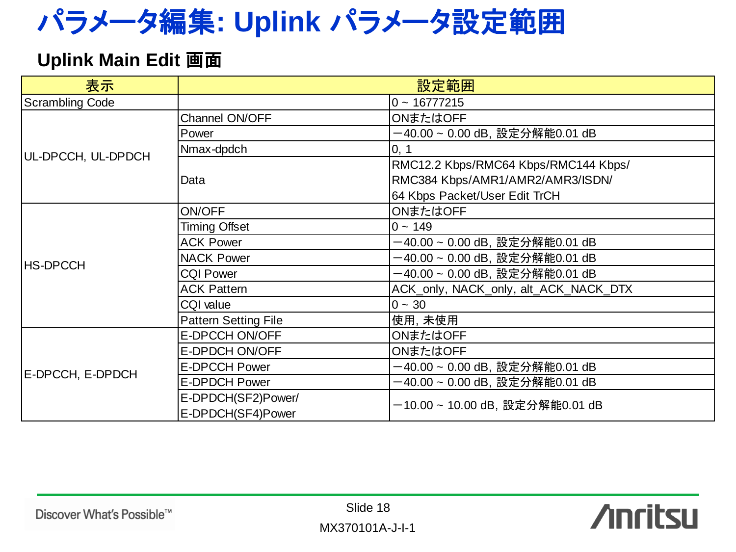# パラメータ編集: Uplink パラメータ設定範囲

## Uplink Main Edit 画面

| 表示 | 設定範囲 | |
|---|---|---|
| Scrambling Code | | 0 ~ 16777215 |
| UL-DPCCH, UL-DPDCH | Channel ON/OFF | ONまたはOFF |
| | Power | −40.00 ~ 0.00 dB, 設定分解能0.01 dB |
| | Nmax-dpdch | 0, 1 |
| | Data | RMC12.2 Kbps/RMC64 Kbps/RMC144 Kbps/ RMC384 Kbps/AMR1/AMR2/AMR3/ISDN/ 64 Kbps Packet/User Edit TrCH |
| HS-DPCCH | ON/OFF | ONまたはOFF |
| | Timing Offset | 0 ~ 149 |
| | ACK Power | −40.00 ~ 0.00 dB, 設定分解能0.01 dB |
| | NACK Power | −40.00 ~ 0.00 dB, 設定分解能0.01 dB |
| | CQI Power | −40.00 ~ 0.00 dB, 設定分解能0.01 dB |
| | ACK Pattern | ACK_only, NACK_only, alt_ACK_NACK_DTX |
| | CQI value | 0 ~ 30 |
| | Pattern Setting File | 使用, 未使用 |
| E-DPCCH, E-DPDCH | E-DPCCH ON/OFF | ONまたはOFF |
| | E-DPDCH ON/OFF | ONまたはOFF |
| | E-DPCCH Power | −40.00 ~ 0.00 dB, 設定分解能0.01 dB |
| | E-DPDCH Power | −40.00 ~ 0.00 dB, 設定分解能0.01 dB |
| | E-DPDCH(SF2)Power/ E-DPDCH(SF4)Power | −10.00 ~ 10.00 dB, 設定分解能0.01 dB |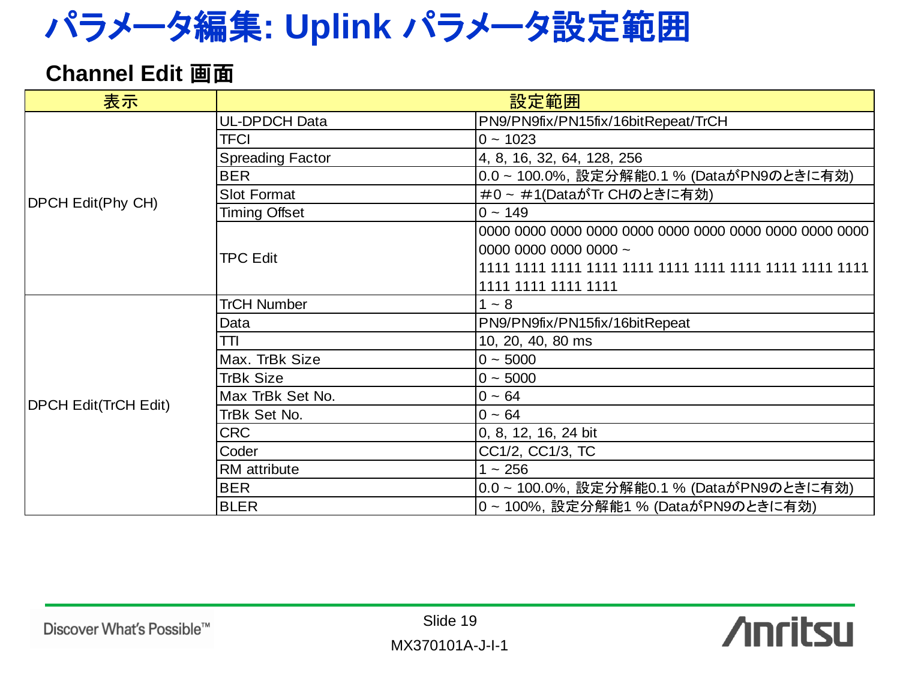# パラメータ編集: Uplink パラメータ設定範囲

## Channel Edit 画面

| 表示 | 設定範囲 | |
|---|---|---|
| DPCH Edit(Phy CH) | UL-DPDCH Data | PN9/PN9fix/PN15fix/16bitRepeat/TrCH |
| | TFCI | 0 ~ 1023 |
| | Spreading Factor | 4, 8, 16, 32, 64, 128, 256 |
| | BER | 0.0 ~ 100.0%, 設定分解能0.1 % (DataがPN9のときに有効) |
| | Slot Format | #0 ~ #1(DataがTr CHのときに有効) |
| | Timing Offset | 0 ~ 149 |
| | TPC Edit | 0000 0000 0000 0000 0000 0000 0000 0000 0000 0000 0000 0000 0000 0000 0000 ~ 1111 1111 1111 1111 1111 1111 1111 1111 1111 1111 1111 1111 1111 1111 1111 |
| DPCH Edit(TrCH Edit) | TrCH Number | 1 ~ 8 |
| | Data | PN9/PN9fix/PN15fix/16bitRepeat |
| | TTI | 10, 20, 40, 80 ms |
| | Max. TrBk Size | 0 ~ 5000 |
| | TrBk Size | 0 ~ 5000 |
| | Max TrBk Set No. | 0 ~ 64 |
| | TrBk Set No. | 0 ~ 64 |
| | CRC | 0, 8, 12, 16, 24 bit |
| | Coder | CC1/2, CC1/3, TC |
| | RM attribute | 1 ~ 256 |
| | BER | 0.0 ~ 100.0%, 設定分解能0.1 % (DataがPN9のときに有効) |
| | BLER | 0 ~ 100%, 設定分解能1 % (DataがPN9のときに有効) |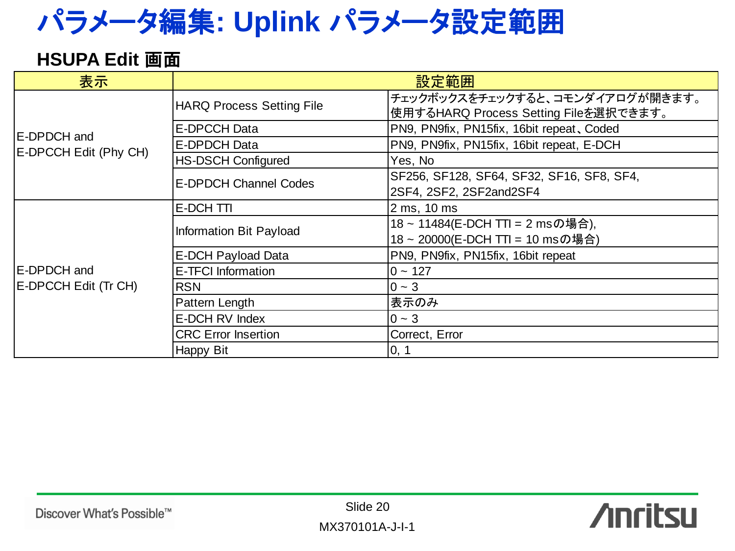# パラメータ編集: Uplink パラメータ設定範囲

## HSUPA Edit 画面

| 表示 | 設定範囲 | |
|---|---|---|
| E-DPDCH and E-DPCCH Edit (Phy CH) | HARQ Process Setting File | チェックボックスをチェックすると、コモンダイアログが開きます。使用するHARQ Process Setting Fileを選択できます。 |
| | E-DPCCH Data | PN9, PN9fix, PN15fix, 16bit repeat、Coded |
| | E-DPDCH Data | PN9, PN9fix, PN15fix, 16bit repeat, E-DCH |
| | HS-DSCH Configured | Yes, No |
| | E-DPDCH Channel Codes | SF256, SF128, SF64, SF32, SF16, SF8, SF4, 2SF4, 2SF2, 2SF2and2SF4 |
| E-DPDCH and E-DPCCH Edit (Tr CH) | E-DCH TTI | 2 ms, 10 ms |
| | Information Bit Payload | 18 ~ 11484(E-DCH TTI = 2 msの場合), 18 ~ 20000(E-DCH TTI = 10 msの場合) |
| | E-DCH Payload Data | PN9, PN9fix, PN15fix, 16bit repeat |
| | E-TFCI Information | 0 ~ 127 |
| | RSN | 0 ~ 3 |
| | Pattern Length | 表示のみ |
| | E-DCH RV Index | 0 ~ 3 |
| | CRC Error Insertion | Correct, Error |
| | Happy Bit | 0, 1 |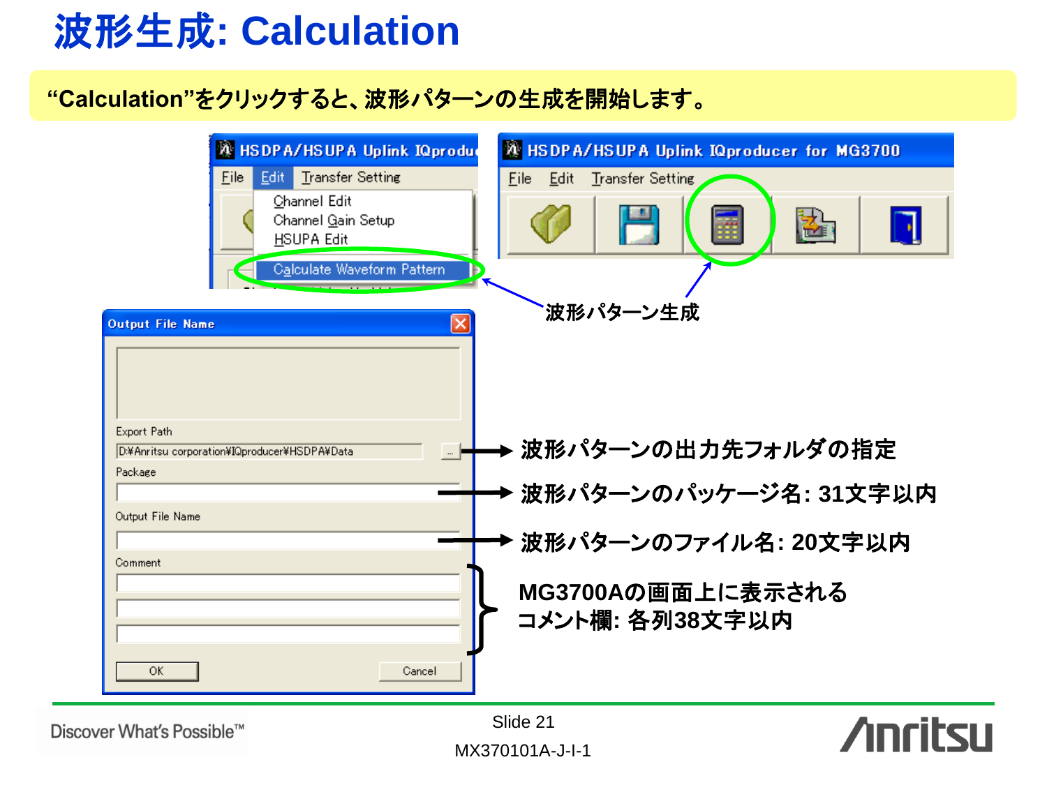# 波形生成: Calculation

“Calculation”をクリックすると、波形パターンの生成を開始します。

HSDPA/HSUPA Uplink IQproducer for MG3700

File Edit Transfer Setting

- Channel Edit
- Channel Gain Setup
- HSUPA Edit
- Calculate Waveform Pattern

波形パターン生成

Output File Name

Export Path

D:¥Anritsu corporation¥IQproducer¥HSDPA¥Data

Package

Output File Name

Comment

OK Cancel

- 波形パターンの出力先フォルダの指定
- 波形パターンのパッケージ名: 31文字以内
- 波形パターンのファイル名: 20文字以内
- MG3700Aの画面上に表示される
  コメント欄: 各列38文字以内

Discover What's Possible™

MX370101A-J-I-1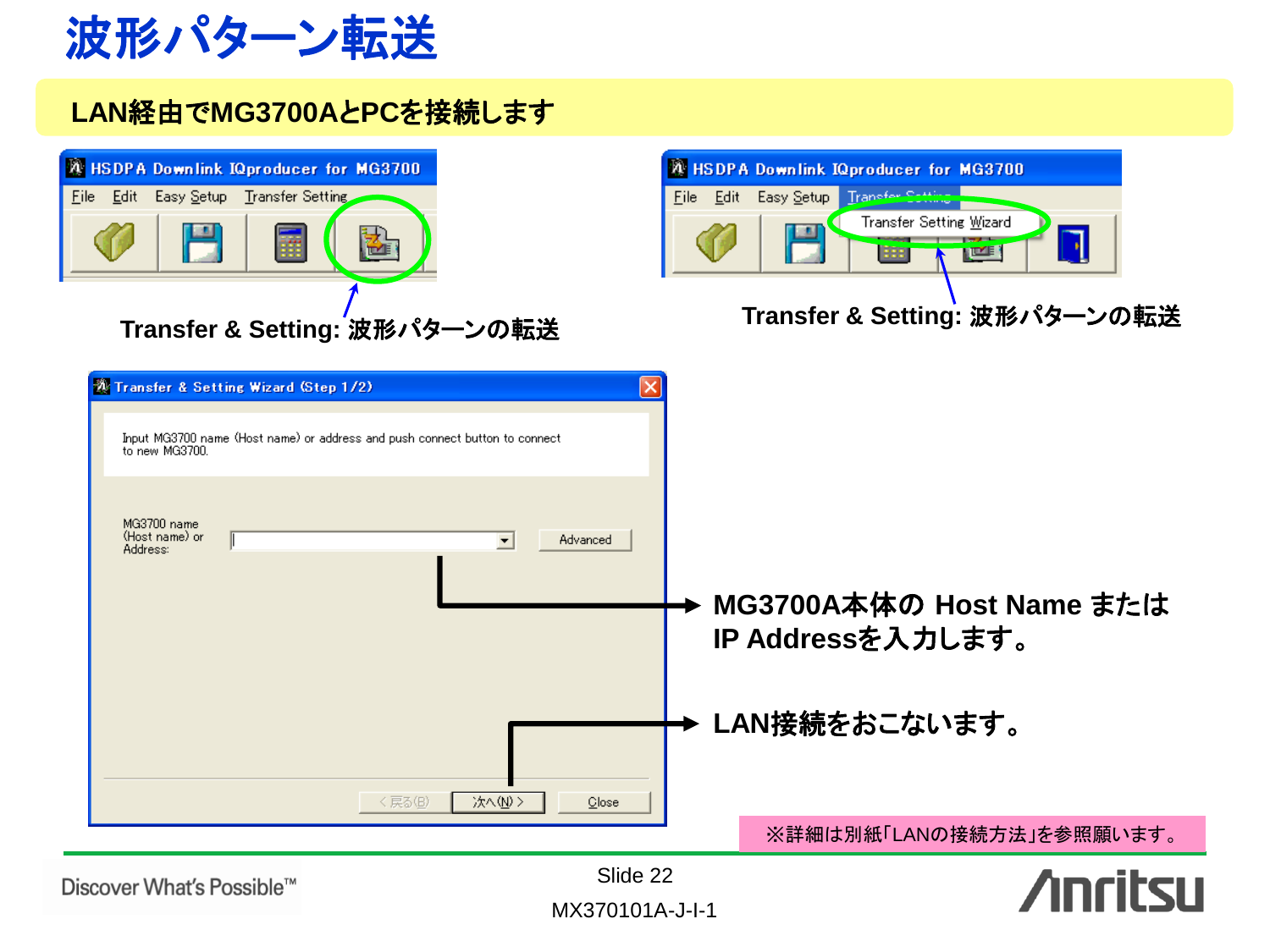# 波形パターン転送

**LAN経由でMG3700AとPCを接続します**

HSDPA Downlink IQproducer for MG3700

File　Edit　Easy Setup　Transfer Setting

Transfer & Setting: 波形パターンの転送

HSDPA Downlink IQproducer for MG3700

File　Edit　Easy Setup　Transfer Setting

Transfer Setting Wizard

Transfer & Setting: 波形パターンの転送

Transfer & Setting Wizard (Step 1/2)

Input MG3700 name (Host name) or address and push connect button to connect to new MG3700.

MG3700 name (Host name) or Address:

Advanced

< 戻る(B)　次へ(N) >　Close

**MG3700A本体の Host Name または IP Addressを入力します。**

**LAN接続をおこないます。**

※詳細は別紙「LANの接続方法」を参照願います。

Slide 22

MX370101A-J-I-1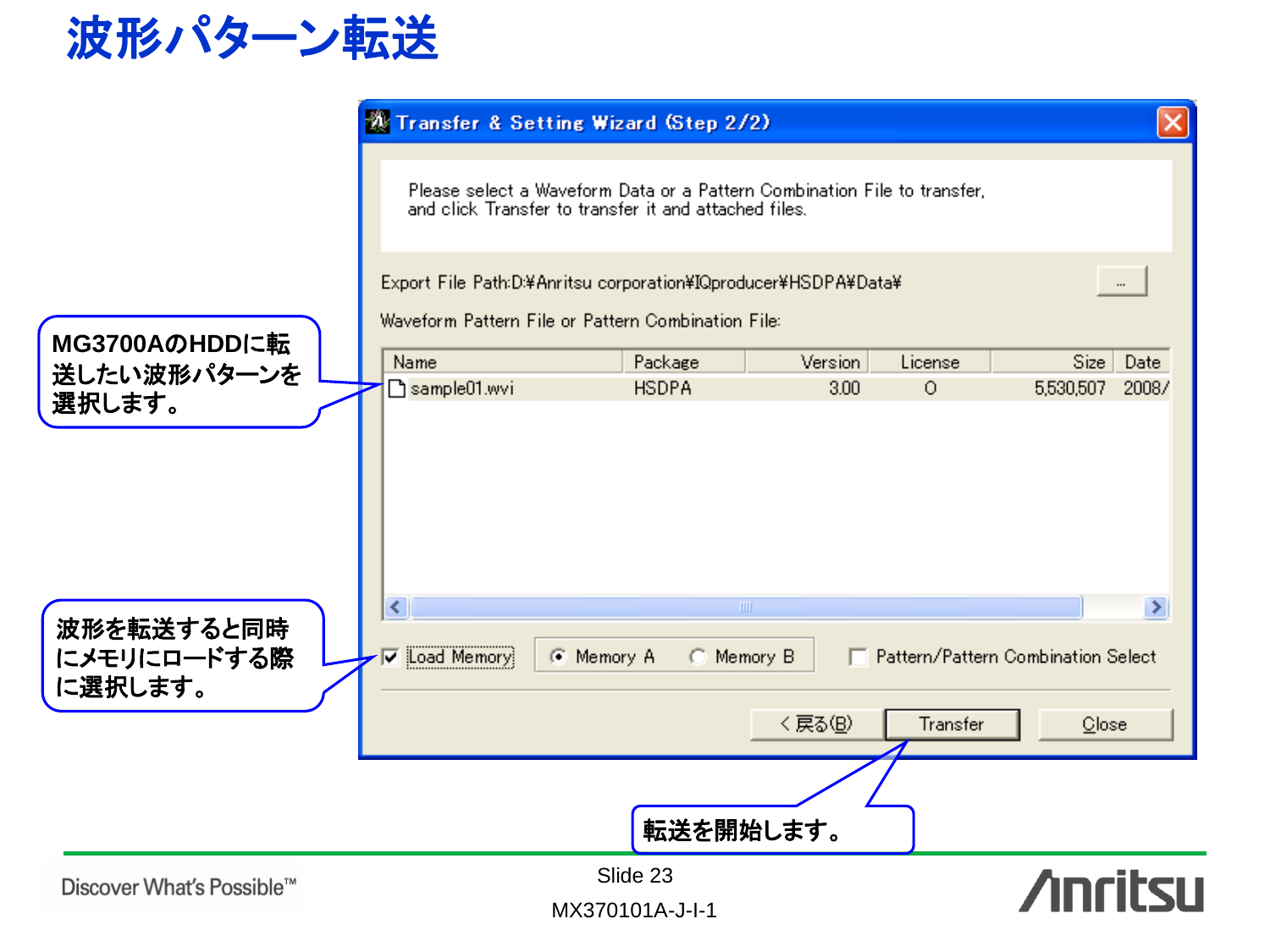# 波形パターン転送

**Transfer & Setting Wizard (Step 2/2)**

Please select a Waveform Data or a Pattern Combination File to transfer, and click Transfer to transfer it and attached files.

Export File Path:D:¥Anritsu corporation¥IQproducer¥HSDPA¥Data¥

Waveform Pattern File or Pattern Combination File:

| Name | Package | Version | License | Size | Date |
|---|---|---|---|---|---|
| sample01.wvi | HSDPA | 3.00 | O | 5,530,507 | 2008/ |

☑ Load Memory　◉ Memory A　○ Memory B　☐ Pattern/Pattern Combination Select

< 戻る(B)　Transfer　Close

**MG3700AのHDDに転送したい波形パターンを選択します。**

**波形を転送すると同時にメモリにロードする際に選択します。**

**転送を開始します。**

Discover What's Possible™

Slide 23

MX370101A-J-I-1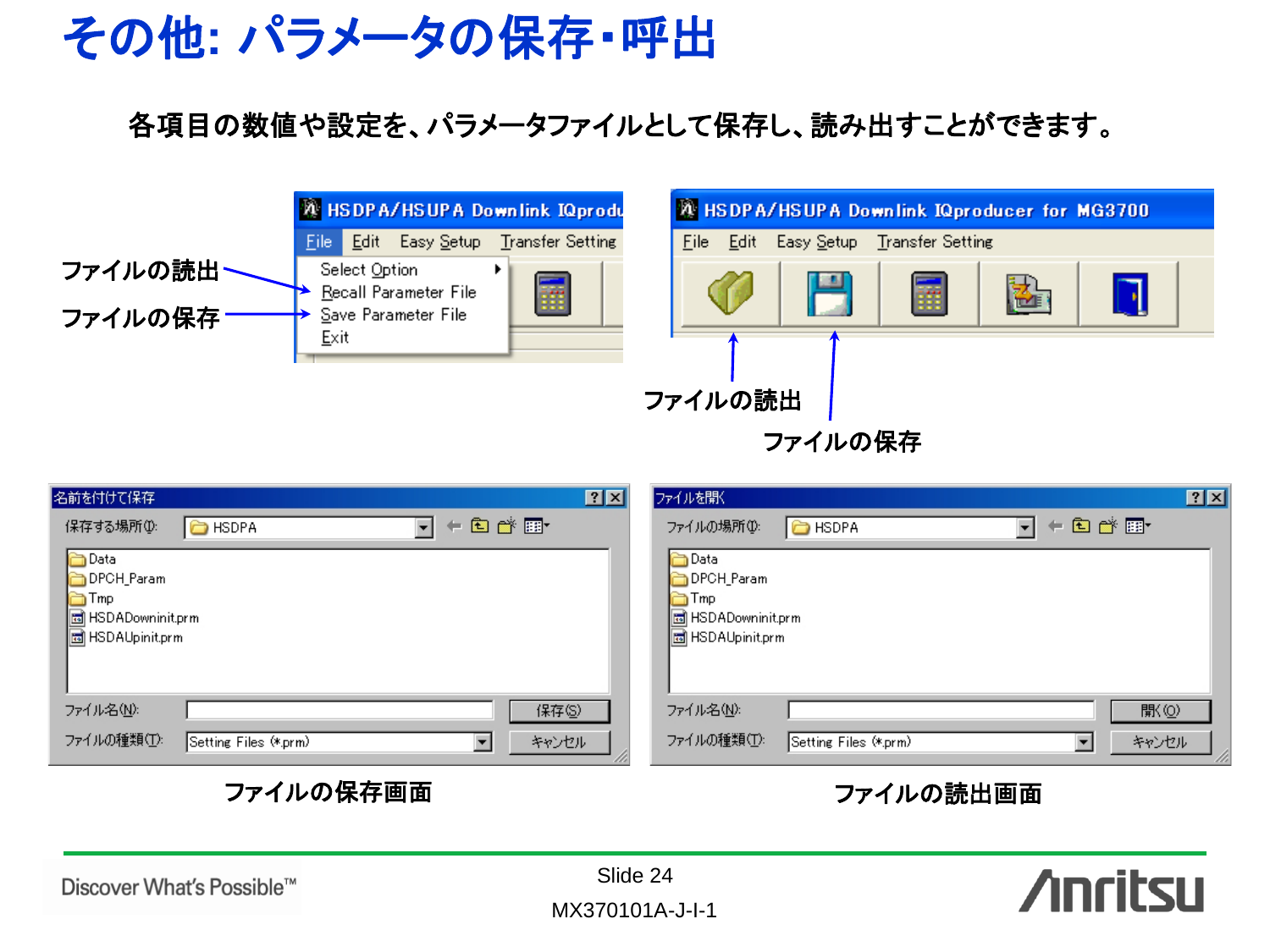# その他: パラメータの保存・呼出

各項目の数値や設定を、パラメータファイルとして保存し、読み出すことができます。

ファイルの読出

ファイルの保存

ファイルの保存画面

ファイルの読出画面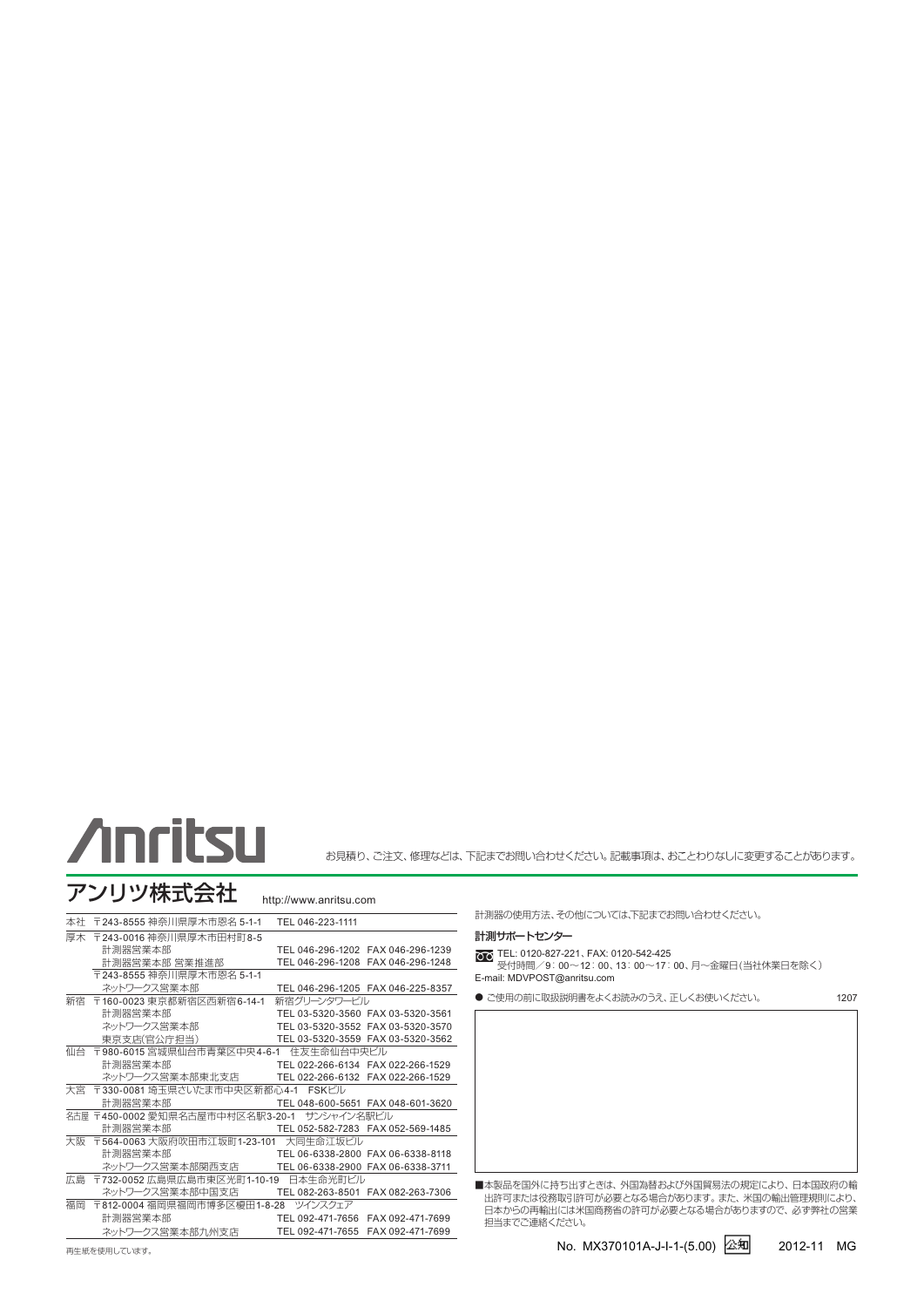Anritsu

お見積り、ご注文、修理などは、下記までお問い合わせください。記載事項は、おことわりなしに変更することがあります。

# アンリツ株式会社

http://www.anritsu.com

| | | | |
|---|---|---|---|
| 本社 | 〒243-8555 神奈川県厚木市恩名 5-1-1 | TEL 046-223-1111 | |
| 厚木 | 〒243-0016 神奈川県厚木市田村町8-5 | | |
| | 計測器営業本部 | TEL 046-296-1202 | FAX 046-296-1239 |
| | 計測器営業本部 営業推進部 | TEL 046-296-1208 | FAX 046-296-1248 |
| | 〒243-8555 神奈川県厚木市恩名 5-1-1 | | |
| | ネットワークス営業本部 | TEL 046-296-1205 | FAX 046-225-8357 |
| 新宿 | 〒160-0023 東京都新宿区西新宿6-14-1　新宿グリーンタワービル | | |
| | 計測器営業本部 | TEL 03-5320-3560 | FAX 03-5320-3561 |
| | ネットワークス営業本部 | TEL 03-5320-3552 | FAX 03-5320-3570 |
| | 東京支店(官公庁担当) | TEL 03-5320-3559 | FAX 03-5320-3562 |
| 仙台 | 〒980-6015 宮城県仙台市青葉区中央4-6-1　住友生命仙台中央ビル | | |
| | 計測器営業本部 | TEL 022-266-6134 | FAX 022-266-1529 |
| | ネットワークス営業本部東北支店 | TEL 022-266-6132 | FAX 022-266-1529 |
| 大宮 | 〒330-0081 埼玉県さいたま市中央区新都心4-1　FSKビル | | |
| | 計測器営業本部 | TEL 048-600-5651 | FAX 048-601-3620 |
| 名古屋 | 〒450-0002 愛知県名古屋市中村区名駅3-20-1　サンシャイン名駅ビル | | |
| | 計測器営業本部 | TEL 052-582-7283 | FAX 052-569-1485 |
| 大阪 | 〒564-0063 大阪府吹田市江坂町1-23-101　大同生命江坂ビル | | |
| | 計測器営業本部 | TEL 06-6338-2800 | FAX 06-6338-8118 |
| | ネットワークス営業本部関西支店 | TEL 06-6338-2900 | FAX 06-6338-3711 |
| 広島 | 〒732-0052 広島県広島市東区光町1-10-19　日本生命光町ビル | | |
| | ネットワークス営業本部中国支店 | TEL 082-263-8501 | FAX 082-263-7306 |
| 福岡 | 〒812-0004 福岡県福岡市博多区榎田1-8-28　ツインスクエア | | |
| | 計測器営業本部 | TEL 092-471-7656 | FAX 092-471-7699 |
| | ネットワークス営業本部九州支店 | TEL 092-471-7655 | FAX 092-471-7699 |

計測器の使用方法、その他については、下記までお問い合わせください。

**計測サポートセンター**

TEL: 0120-827-221、FAX: 0120-542-425
受付時間／9：00～12：00、13：00～17：00、月～金曜日(当社休業日を除く)
E-mail: MDVPOST@anritsu.com

● ご使用の前に取扱説明書をよくお読みのうえ、正しくお使いください。　1207

■本製品を国外に持ち出すときは、外国為替および外国貿易法の規定により、日本国政府の輸出許可または役務取引許可が必要となる場合があります。また、米国の輸出管理規則により、日本からの再輸出には米国商務省の許可が必要となる場合がありますので、必ず弊社の営業担当までご連絡ください。

再生紙を使用しています。

No. MX370101A-J-I-1-(5.00)　公知　2012-11　MG